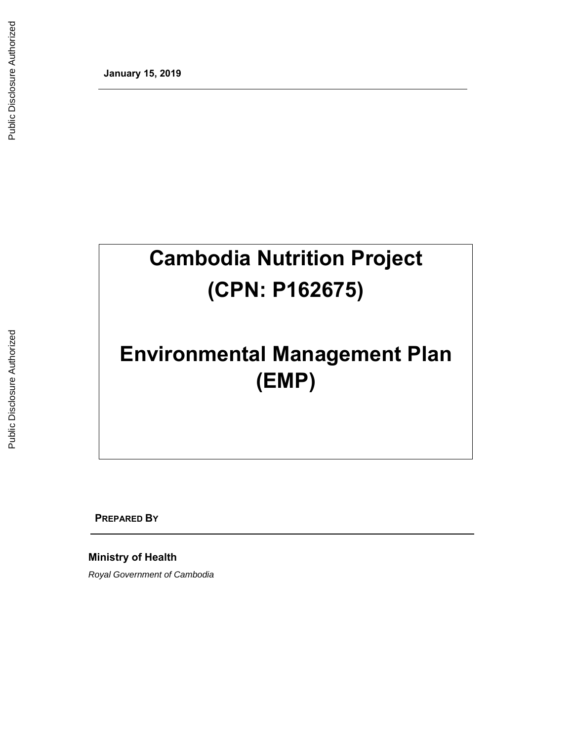**January 15, 2019**

# Cambodia Nutrition Project (CPN: P162675)

# Environmental Management Plan (EMP)

**PREPARED BY**

**Ministry of Health**

*Royal Government of Cambodia*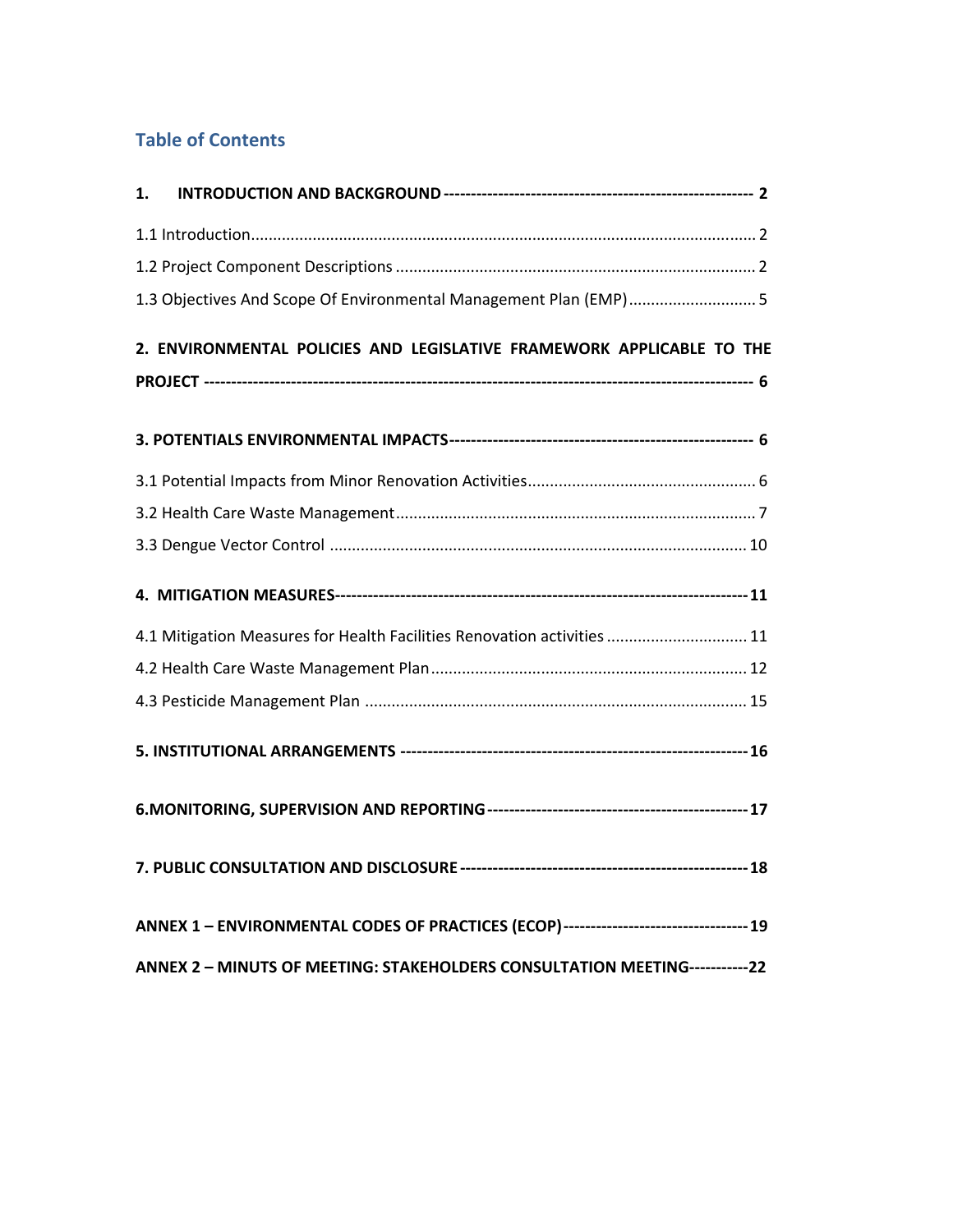## Table of Contents

**1. INTRODUCTION AND BACKGROUND ---------------------------------------------------------- 2**

1.1 Introduction................................................................................................................ 2

1.2 Project Component Descriptions ............................................................................... 2

1.3 Objectives And Scope Of Environmental Management Plan (EMP)............................ 5

**2. ENVIRONMENTAL POLICIES AND LEGISLATIVE FRAMEWORK APPLICABLE TO THE PROJECT ---------------------------------------------------------------------------------------------- 6**

**3. POTENTIALS ENVIRONMENTAL IMPACTS------------------------------------------------------ 6**

3.1 Potential Impacts from Minor Renovation Activities.................................................... 6

3.2 Health Care Waste Management.................................................................................. 7

3.3 Dengue Vector Control ............................................................................................. 10

**4. MITIGATION MEASURES---------------------------------------------------------------------------11**

4.1 Mitigation Measures for Health Facilities Renovation activities ................................ 11

4.2 Health Care Waste Management Plan...................................................................... 12

4.3 Pesticide Management Plan ..................................................................................... 15

**5. INSTITUTIONAL ARRANGEMENTS --------------------------------------------------------------16**

**6.MONITORING, SUPERVISION AND REPORTING ----------------------------------------------17**

**7. PUBLIC CONSULTATION AND DISCLOSURE ---------------------------------------------------18**

**ANNEX 1 – ENVIRONMENTAL CODES OF PRACTICES (ECOP) ----------------------------------19**

**ANNEX 2 – MINUTS OF MEETING: STAKEHOLDERS CONSULTATION MEETING-----------22**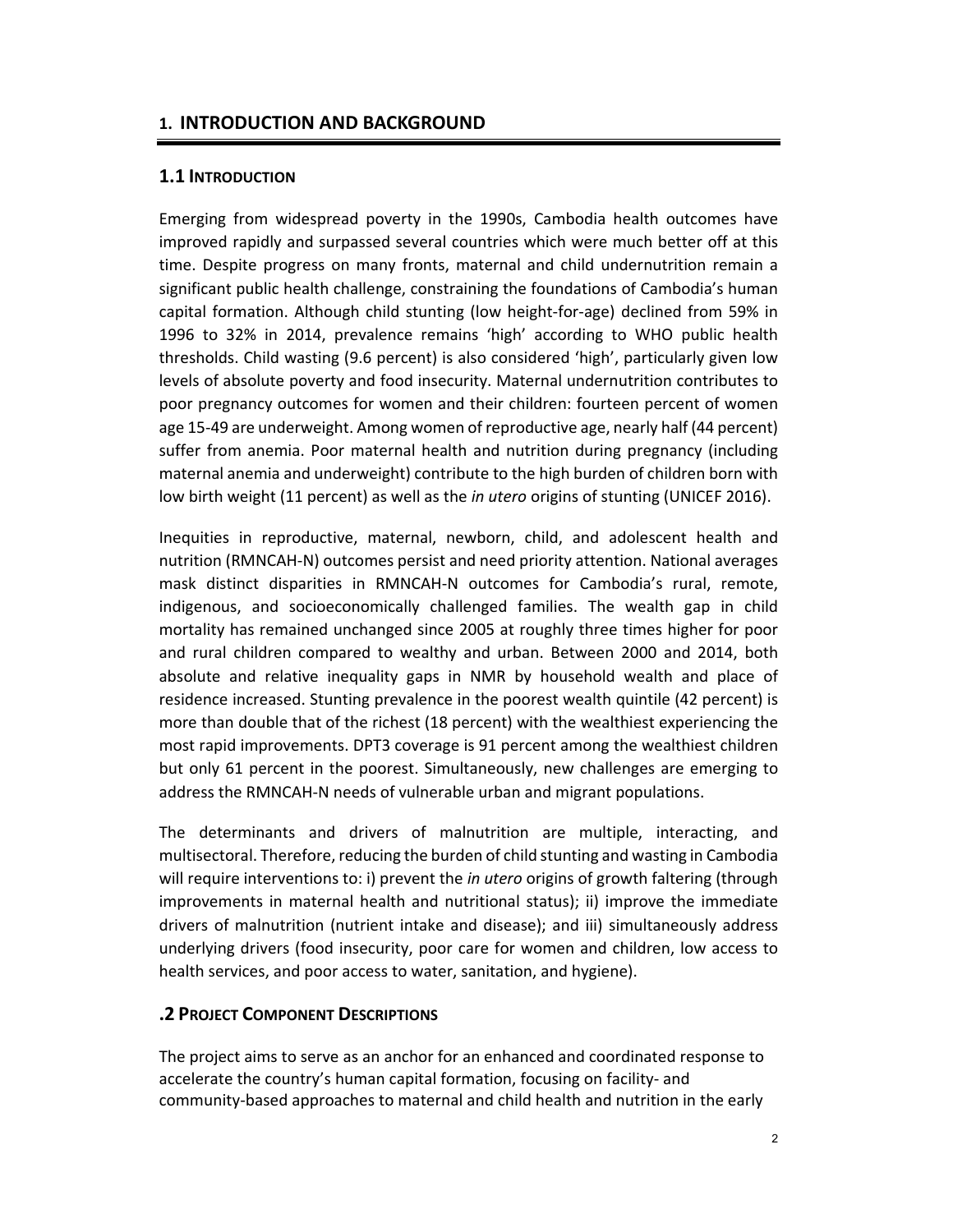# 1. INTRODUCTION AND BACKGROUND

## 1.1 INTRODUCTION

Emerging from widespread poverty in the 1990s, Cambodia health outcomes have improved rapidly and surpassed several countries which were much better off at this time. Despite progress on many fronts, maternal and child undernutrition remain a significant public health challenge, constraining the foundations of Cambodia's human capital formation. Although child stunting (low height-for-age) declined from 59% in 1996 to 32% in 2014, prevalence remains 'high' according to WHO public health thresholds. Child wasting (9.6 percent) is also considered 'high', particularly given low levels of absolute poverty and food insecurity. Maternal undernutrition contributes to poor pregnancy outcomes for women and their children: fourteen percent of women age 15-49 are underweight. Among women of reproductive age, nearly half (44 percent) suffer from anemia. Poor maternal health and nutrition during pregnancy (including maternal anemia and underweight) contribute to the high burden of children born with low birth weight (11 percent) as well as the *in utero* origins of stunting (UNICEF 2016).

Inequities in reproductive, maternal, newborn, child, and adolescent health and nutrition (RMNCAH-N) outcomes persist and need priority attention. National averages mask distinct disparities in RMNCAH-N outcomes for Cambodia's rural, remote, indigenous, and socioeconomically challenged families. The wealth gap in child mortality has remained unchanged since 2005 at roughly three times higher for poor and rural children compared to wealthy and urban. Between 2000 and 2014, both absolute and relative inequality gaps in NMR by household wealth and place of residence increased. Stunting prevalence in the poorest wealth quintile (42 percent) is more than double that of the richest (18 percent) with the wealthiest experiencing the most rapid improvements. DPT3 coverage is 91 percent among the wealthiest children but only 61 percent in the poorest. Simultaneously, new challenges are emerging to address the RMNCAH-N needs of vulnerable urban and migrant populations.

The determinants and drivers of malnutrition are multiple, interacting, and multisectoral. Therefore, reducing the burden of child stunting and wasting in Cambodia will require interventions to: i) prevent the *in utero* origins of growth faltering (through improvements in maternal health and nutritional status); ii) improve the immediate drivers of malnutrition (nutrient intake and disease); and iii) simultaneously address underlying drivers (food insecurity, poor care for women and children, low access to health services, and poor access to water, sanitation, and hygiene).

## .2 PROJECT COMPONENT DESCRIPTIONS

The project aims to serve as an anchor for an enhanced and coordinated response to accelerate the country's human capital formation, focusing on facility- and community-based approaches to maternal and child health and nutrition in the early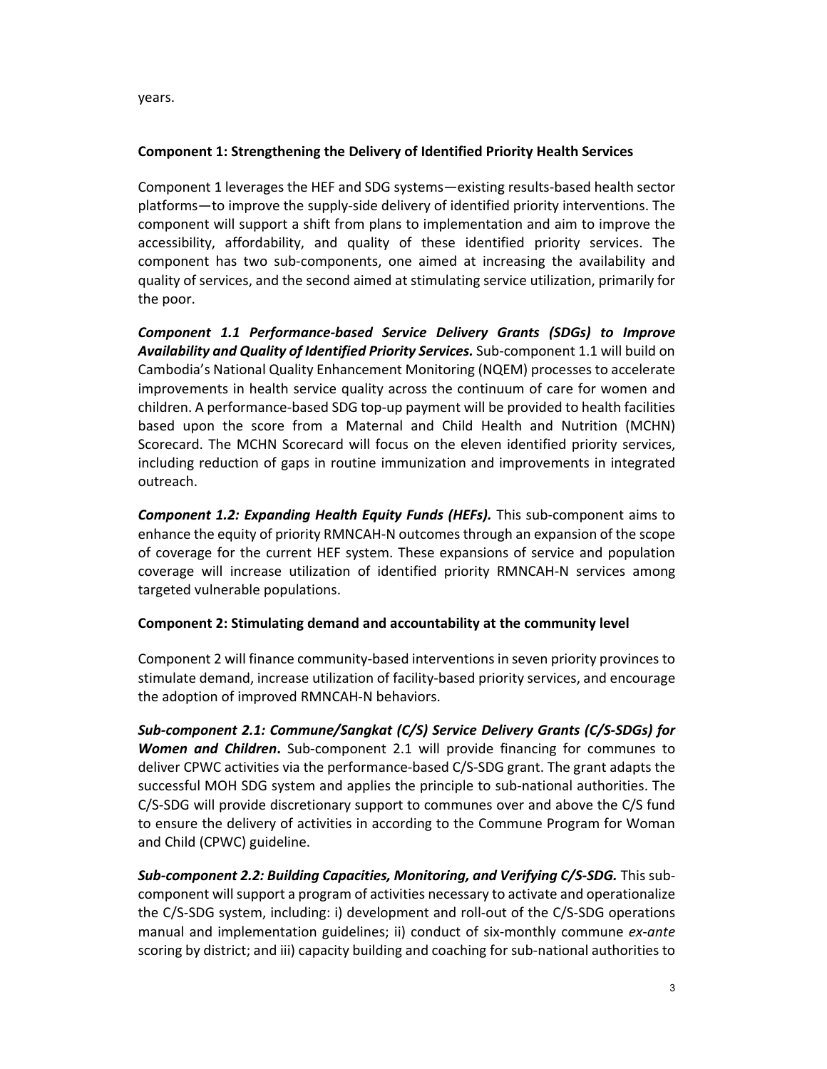years.

**Component 1: Strengthening the Delivery of Identified Priority Health Services**

Component 1 leverages the HEF and SDG systems—existing results-based health sector platforms—to improve the supply-side delivery of identified priority interventions. The component will support a shift from plans to implementation and aim to improve the accessibility, affordability, and quality of these identified priority services. The component has two sub-components, one aimed at increasing the availability and quality of services, and the second aimed at stimulating service utilization, primarily for the poor.

***Component 1.1 Performance-based Service Delivery Grants (SDGs) to Improve Availability and Quality of Identified Priority Services.*** Sub-component 1.1 will build on Cambodia's National Quality Enhancement Monitoring (NQEM) processes to accelerate improvements in health service quality across the continuum of care for women and children. A performance-based SDG top-up payment will be provided to health facilities based upon the score from a Maternal and Child Health and Nutrition (MCHN) Scorecard. The MCHN Scorecard will focus on the eleven identified priority services, including reduction of gaps in routine immunization and improvements in integrated outreach.

***Component 1.2: Expanding Health Equity Funds (HEFs).*** This sub-component aims to enhance the equity of priority RMNCAH-N outcomes through an expansion of the scope of coverage for the current HEF system. These expansions of service and population coverage will increase utilization of identified priority RMNCAH-N services among targeted vulnerable populations.

**Component 2: Stimulating demand and accountability at the community level**

Component 2 will finance community-based interventions in seven priority provinces to stimulate demand, increase utilization of facility-based priority services, and encourage the adoption of improved RMNCAH-N behaviors.

***Sub-component 2.1: Commune/Sangkat (C/S) Service Delivery Grants (C/S-SDGs) for Women and Children*.** Sub-component 2.1 will provide financing for communes to deliver CPWC activities via the performance-based C/S-SDG grant. The grant adapts the successful MOH SDG system and applies the principle to sub-national authorities. The C/S-SDG will provide discretionary support to communes over and above the C/S fund to ensure the delivery of activities in according to the Commune Program for Woman and Child (CPWC) guideline.

***Sub-component 2.2: Building Capacities, Monitoring, and Verifying C/S-SDG.*** This sub-component will support a program of activities necessary to activate and operationalize the C/S-SDG system, including: i) development and roll-out of the C/S-SDG operations manual and implementation guidelines; ii) conduct of six-monthly commune *ex-ante* scoring by district; and iii) capacity building and coaching for sub-national authorities to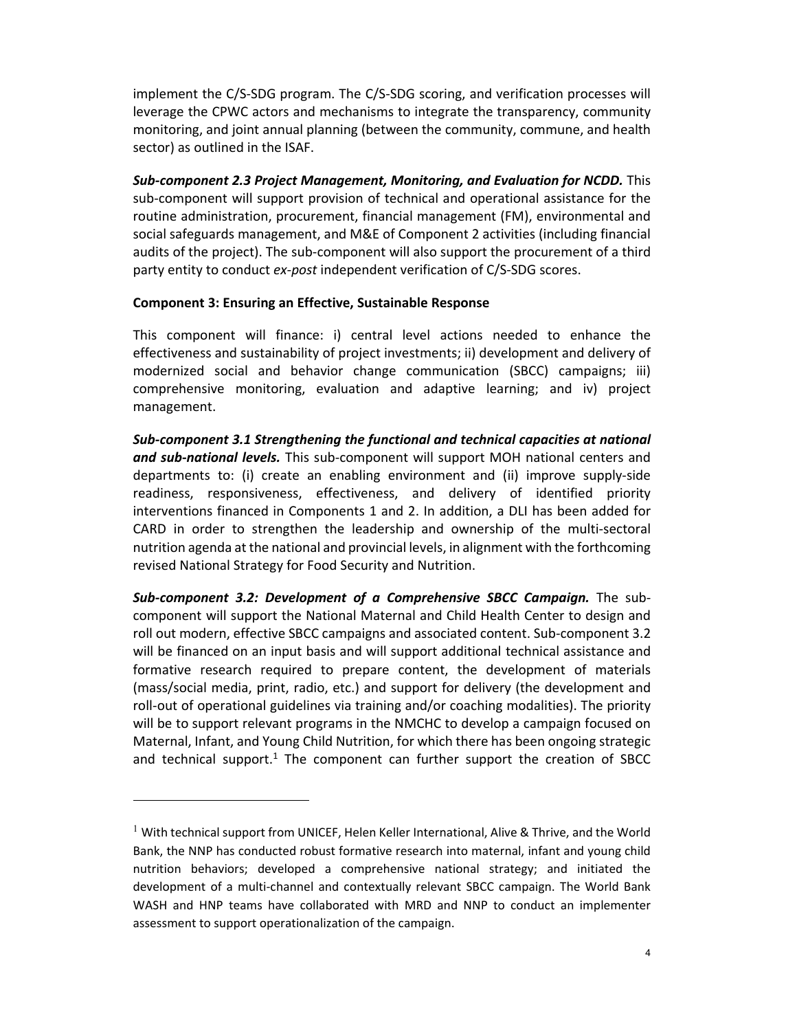implement the C/S-SDG program. The C/S-SDG scoring, and verification processes will leverage the CPWC actors and mechanisms to integrate the transparency, community monitoring, and joint annual planning (between the community, commune, and health sector) as outlined in the ISAF.

***Sub-component 2.3 Project Management, Monitoring, and Evaluation for NCDD.*** This sub-component will support provision of technical and operational assistance for the routine administration, procurement, financial management (FM), environmental and social safeguards management, and M&E of Component 2 activities (including financial audits of the project). The sub-component will also support the procurement of a third party entity to conduct *ex-post* independent verification of C/S-SDG scores.

**Component 3: Ensuring an Effective, Sustainable Response**

This component will finance: i) central level actions needed to enhance the effectiveness and sustainability of project investments; ii) development and delivery of modernized social and behavior change communication (SBCC) campaigns; iii) comprehensive monitoring, evaluation and adaptive learning; and iv) project management.

***Sub-component 3.1 Strengthening the functional and technical capacities at national and sub-national levels.*** This sub-component will support MOH national centers and departments to: (i) create an enabling environment and (ii) improve supply-side readiness, responsiveness, effectiveness, and delivery of identified priority interventions financed in Components 1 and 2. In addition, a DLI has been added for CARD in order to strengthen the leadership and ownership of the multi-sectoral nutrition agenda at the national and provincial levels, in alignment with the forthcoming revised National Strategy for Food Security and Nutrition.

***Sub-component 3.2: Development of a Comprehensive SBCC Campaign.*** The sub-component will support the National Maternal and Child Health Center to design and roll out modern, effective SBCC campaigns and associated content. Sub-component 3.2 will be financed on an input basis and will support additional technical assistance and formative research required to prepare content, the development of materials (mass/social media, print, radio, etc.) and support for delivery (the development and roll-out of operational guidelines via training and/or coaching modalities). The priority will be to support relevant programs in the NMCHC to develop a campaign focused on Maternal, Infant, and Young Child Nutrition, for which there has been ongoing strategic and technical support.[1] The component can further support the creation of SBCC

---

[1] With technical support from UNICEF, Helen Keller International, Alive & Thrive, and the World Bank, the NNP has conducted robust formative research into maternal, infant and young child nutrition behaviors; developed a comprehensive national strategy; and initiated the development of a multi-channel and contextually relevant SBCC campaign. The World Bank WASH and HNP teams have collaborated with MRD and NNP to conduct an implementer assessment to support operationalization of the campaign.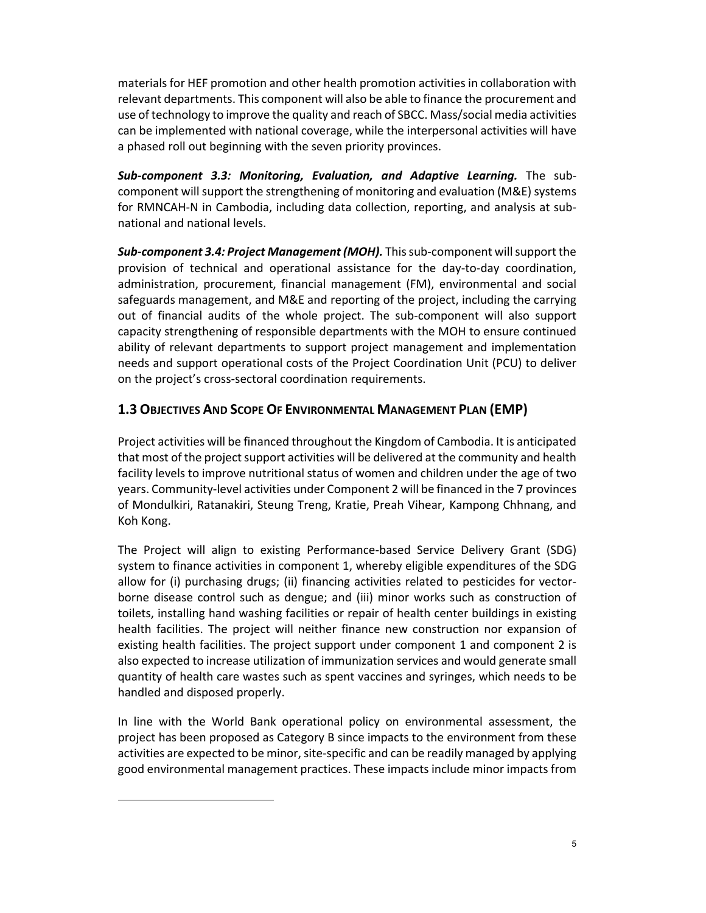materials for HEF promotion and other health promotion activities in collaboration with relevant departments. This component will also be able to finance the procurement and use of technology to improve the quality and reach of SBCC. Mass/social media activities can be implemented with national coverage, while the interpersonal activities will have a phased roll out beginning with the seven priority provinces.

***Sub-component 3.3: Monitoring, Evaluation, and Adaptive Learning.*** The sub-component will support the strengthening of monitoring and evaluation (M&E) systems for RMNCAH-N in Cambodia, including data collection, reporting, and analysis at sub-national and national levels.

***Sub-component 3.4: Project Management (MOH).*** This sub-component will support the provision of technical and operational assistance for the day-to-day coordination, administration, procurement, financial management (FM), environmental and social safeguards management, and M&E and reporting of the project, including the carrying out of financial audits of the whole project. The sub-component will also support capacity strengthening of responsible departments with the MOH to ensure continued ability of relevant departments to support project management and implementation needs and support operational costs of the Project Coordination Unit (PCU) to deliver on the project's cross-sectoral coordination requirements.

## 1.3 Objectives And Scope Of Environmental Management Plan (EMP)

Project activities will be financed throughout the Kingdom of Cambodia. It is anticipated that most of the project support activities will be delivered at the community and health facility levels to improve nutritional status of women and children under the age of two years. Community-level activities under Component 2 will be financed in the 7 provinces of Mondulkiri, Ratanakiri, Steung Treng, Kratie, Preah Vihear, Kampong Chhnang, and Koh Kong.

The Project will align to existing Performance-based Service Delivery Grant (SDG) system to finance activities in component 1, whereby eligible expenditures of the SDG allow for (i) purchasing drugs; (ii) financing activities related to pesticides for vector-borne disease control such as dengue; and (iii) minor works such as construction of toilets, installing hand washing facilities or repair of health center buildings in existing health facilities. The project will neither finance new construction nor expansion of existing health facilities. The project support under component 1 and component 2 is also expected to increase utilization of immunization services and would generate small quantity of health care wastes such as spent vaccines and syringes, which needs to be handled and disposed properly.

In line with the World Bank operational policy on environmental assessment, the project has been proposed as Category B since impacts to the environment from these activities are expected to be minor, site-specific and can be readily managed by applying good environmental management practices. These impacts include minor impacts from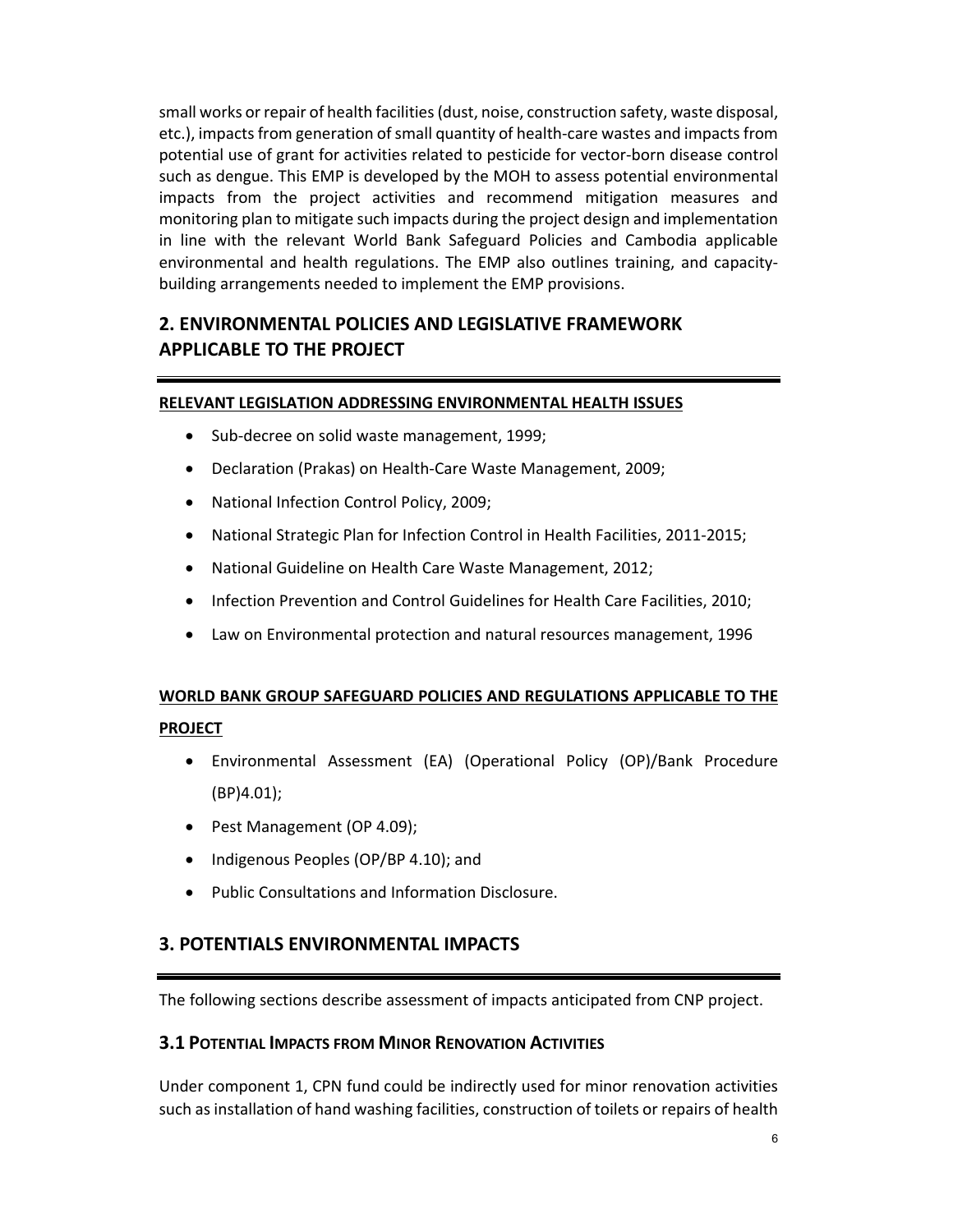small works or repair of health facilities (dust, noise, construction safety, waste disposal, etc.), impacts from generation of small quantity of health-care wastes and impacts from potential use of grant for activities related to pesticide for vector-born disease control such as dengue. This EMP is developed by the MOH to assess potential environmental impacts from the project activities and recommend mitigation measures and monitoring plan to mitigate such impacts during the project design and implementation in line with the relevant World Bank Safeguard Policies and Cambodia applicable environmental and health regulations. The EMP also outlines training, and capacity-building arrangements needed to implement the EMP provisions.

## 2. ENVIRONMENTAL POLICIES AND LEGISLATIVE FRAMEWORK APPLICABLE TO THE PROJECT

**RELEVANT LEGISLATION ADDRESSING ENVIRONMENTAL HEALTH ISSUES**

- Sub-decree on solid waste management, 1999;
- Declaration (Prakas) on Health-Care Waste Management, 2009;
- National Infection Control Policy, 2009;
- National Strategic Plan for Infection Control in Health Facilities, 2011-2015;
- National Guideline on Health Care Waste Management, 2012;
- Infection Prevention and Control Guidelines for Health Care Facilities, 2010;
- Law on Environmental protection and natural resources management, 1996

**WORLD BANK GROUP SAFEGUARD POLICIES AND REGULATIONS APPLICABLE TO THE PROJECT**

- Environmental Assessment (EA) (Operational Policy (OP)/Bank Procedure (BP)4.01);
- Pest Management (OP 4.09);
- Indigenous Peoples (OP/BP 4.10); and
- Public Consultations and Information Disclosure.

## 3. POTENTIALS ENVIRONMENTAL IMPACTS

The following sections describe assessment of impacts anticipated from CNP project.

### 3.1 POTENTIAL IMPACTS FROM MINOR RENOVATION ACTIVITIES

Under component 1, CPN fund could be indirectly used for minor renovation activities such as installation of hand washing facilities, construction of toilets or repairs of health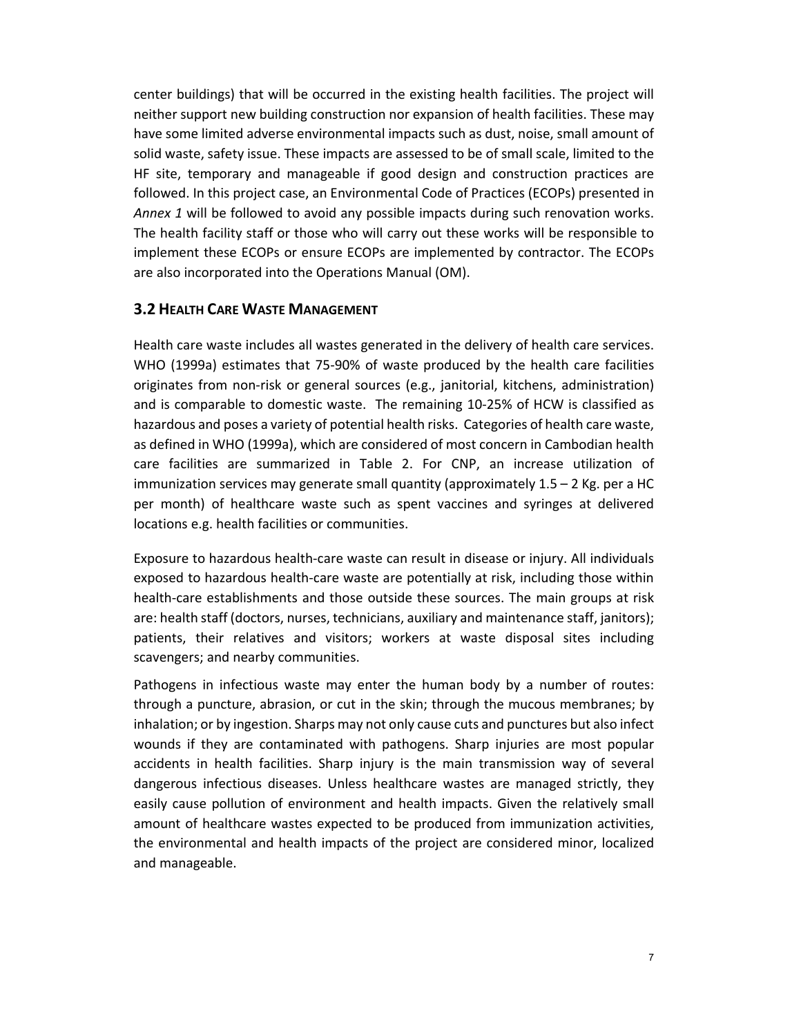center buildings) that will be occurred in the existing health facilities. The project will neither support new building construction nor expansion of health facilities. These may have some limited adverse environmental impacts such as dust, noise, small amount of solid waste, safety issue. These impacts are assessed to be of small scale, limited to the HF site, temporary and manageable if good design and construction practices are followed. In this project case, an Environmental Code of Practices (ECOPs) presented in *Annex 1* will be followed to avoid any possible impacts during such renovation works. The health facility staff or those who will carry out these works will be responsible to implement these ECOPs or ensure ECOPs are implemented by contractor. The ECOPs are also incorporated into the Operations Manual (OM).

## 3.2 Health Care Waste Management

Health care waste includes all wastes generated in the delivery of health care services. WHO (1999a) estimates that 75-90% of waste produced by the health care facilities originates from non-risk or general sources (e.g., janitorial, kitchens, administration) and is comparable to domestic waste. The remaining 10-25% of HCW is classified as hazardous and poses a variety of potential health risks. Categories of health care waste, as defined in WHO (1999a), which are considered of most concern in Cambodian health care facilities are summarized in Table 2. For CNP, an increase utilization of immunization services may generate small quantity (approximately 1.5 – 2 Kg. per a HC per month) of healthcare waste such as spent vaccines and syringes at delivered locations e.g. health facilities or communities.

Exposure to hazardous health-care waste can result in disease or injury. All individuals exposed to hazardous health-care waste are potentially at risk, including those within health-care establishments and those outside these sources. The main groups at risk are: health staff (doctors, nurses, technicians, auxiliary and maintenance staff, janitors); patients, their relatives and visitors; workers at waste disposal sites including scavengers; and nearby communities.

Pathogens in infectious waste may enter the human body by a number of routes: through a puncture, abrasion, or cut in the skin; through the mucous membranes; by inhalation; or by ingestion. Sharps may not only cause cuts and punctures but also infect wounds if they are contaminated with pathogens. Sharp injuries are most popular accidents in health facilities. Sharp injury is the main transmission way of several dangerous infectious diseases. Unless healthcare wastes are managed strictly, they easily cause pollution of environment and health impacts. Given the relatively small amount of healthcare wastes expected to be produced from immunization activities, the environmental and health impacts of the project are considered minor, localized and manageable.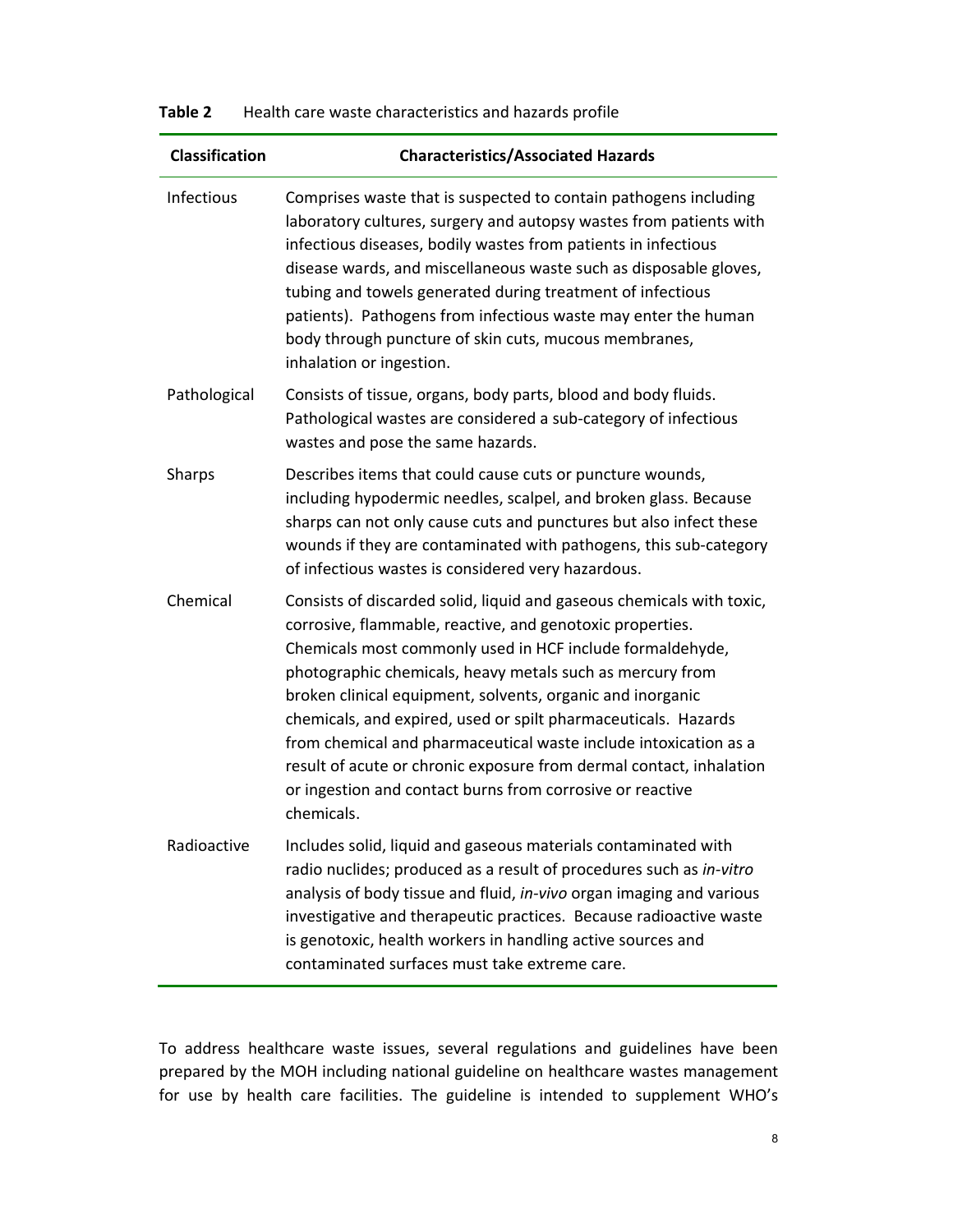**Table 2** Health care waste characteristics and hazards profile

| Classification | Characteristics/Associated Hazards |
|---|---|
| Infectious | Comprises waste that is suspected to contain pathogens including laboratory cultures, surgery and autopsy wastes from patients with infectious diseases, bodily wastes from patients in infectious disease wards, and miscellaneous waste such as disposable gloves, tubing and towels generated during treatment of infectious patients). Pathogens from infectious waste may enter the human body through puncture of skin cuts, mucous membranes, inhalation or ingestion. |
| Pathological | Consists of tissue, organs, body parts, blood and body fluids. Pathological wastes are considered a sub-category of infectious wastes and pose the same hazards. |
| Sharps | Describes items that could cause cuts or puncture wounds, including hypodermic needles, scalpel, and broken glass. Because sharps can not only cause cuts and punctures but also infect these wounds if they are contaminated with pathogens, this sub-category of infectious wastes is considered very hazardous. |
| Chemical | Consists of discarded solid, liquid and gaseous chemicals with toxic, corrosive, flammable, reactive, and genotoxic properties. Chemicals most commonly used in HCF include formaldehyde, photographic chemicals, heavy metals such as mercury from broken clinical equipment, solvents, organic and inorganic chemicals, and expired, used or spilt pharmaceuticals. Hazards from chemical and pharmaceutical waste include intoxication as a result of acute or chronic exposure from dermal contact, inhalation or ingestion and contact burns from corrosive or reactive chemicals. |
| Radioactive | Includes solid, liquid and gaseous materials contaminated with radio nuclides; produced as a result of procedures such as *in-vitro* analysis of body tissue and fluid, *in-vivo* organ imaging and various investigative and therapeutic practices. Because radioactive waste is genotoxic, health workers in handling active sources and contaminated surfaces must take extreme care. |

To address healthcare waste issues, several regulations and guidelines have been prepared by the MOH including national guideline on healthcare wastes management for use by health care facilities. The guideline is intended to supplement WHO's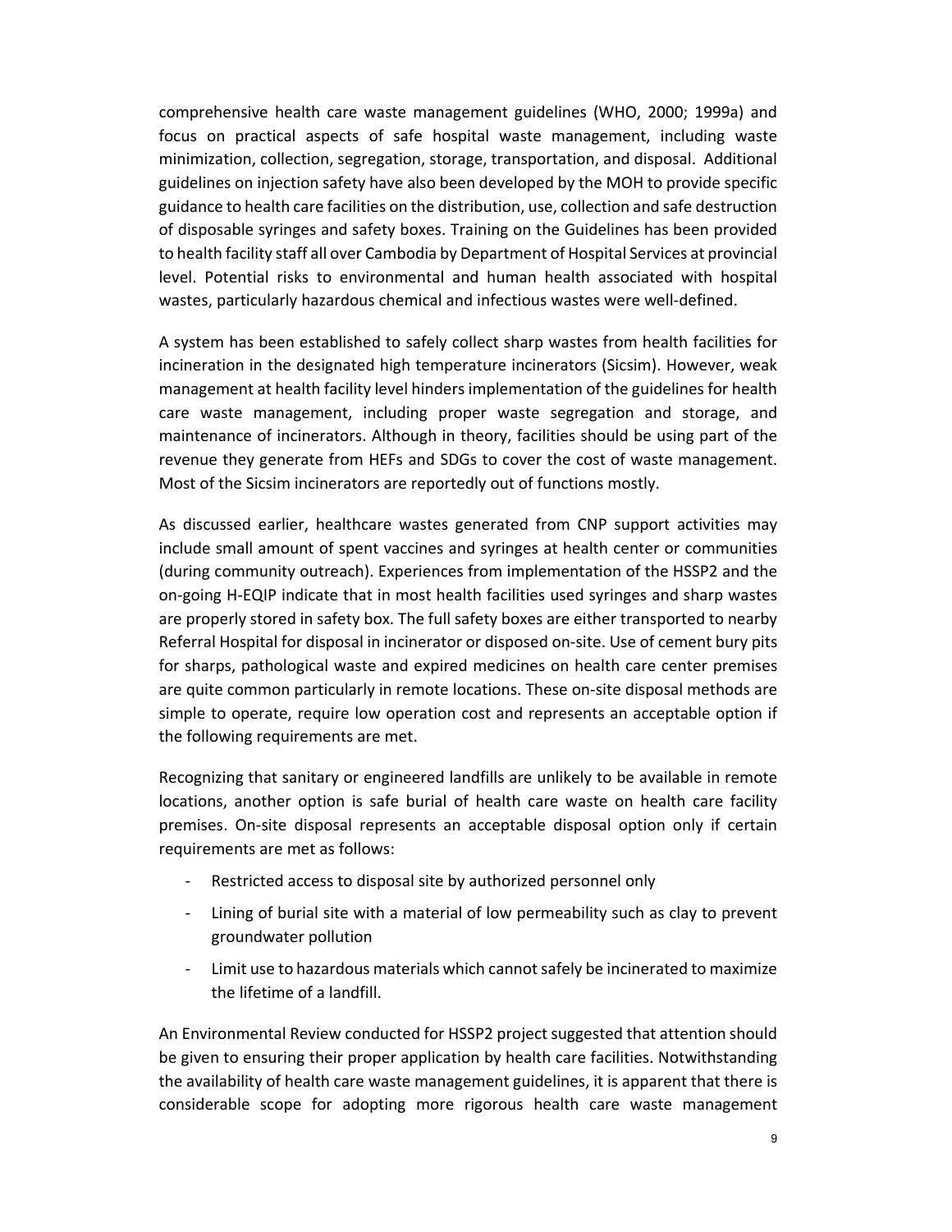comprehensive health care waste management guidelines (WHO, 2000; 1999a) and focus on practical aspects of safe hospital waste management, including waste minimization, collection, segregation, storage, transportation, and disposal. Additional guidelines on injection safety have also been developed by the MOH to provide specific guidance to health care facilities on the distribution, use, collection and safe destruction of disposable syringes and safety boxes. Training on the Guidelines has been provided to health facility staff all over Cambodia by Department of Hospital Services at provincial level. Potential risks to environmental and human health associated with hospital wastes, particularly hazardous chemical and infectious wastes were well-defined.

A system has been established to safely collect sharp wastes from health facilities for incineration in the designated high temperature incinerators (Sicsim). However, weak management at health facility level hinders implementation of the guidelines for health care waste management, including proper waste segregation and storage, and maintenance of incinerators. Although in theory, facilities should be using part of the revenue they generate from HEFs and SDGs to cover the cost of waste management. Most of the Sicsim incinerators are reportedly out of functions mostly.

As discussed earlier, healthcare wastes generated from CNP support activities may include small amount of spent vaccines and syringes at health center or communities (during community outreach). Experiences from implementation of the HSSP2 and the on-going H-EQIP indicate that in most health facilities used syringes and sharp wastes are properly stored in safety box. The full safety boxes are either transported to nearby Referral Hospital for disposal in incinerator or disposed on-site. Use of cement bury pits for sharps, pathological waste and expired medicines on health care center premises are quite common particularly in remote locations. These on-site disposal methods are simple to operate, require low operation cost and represents an acceptable option if the following requirements are met.

Recognizing that sanitary or engineered landfills are unlikely to be available in remote locations, another option is safe burial of health care waste on health care facility premises. On-site disposal represents an acceptable disposal option only if certain requirements are met as follows:

- Restricted access to disposal site by authorized personnel only
- Lining of burial site with a material of low permeability such as clay to prevent groundwater pollution
- Limit use to hazardous materials which cannot safely be incinerated to maximize the lifetime of a landfill.

An Environmental Review conducted for HSSP2 project suggested that attention should be given to ensuring their proper application by health care facilities. Notwithstanding the availability of health care waste management guidelines, it is apparent that there is considerable scope for adopting more rigorous health care waste management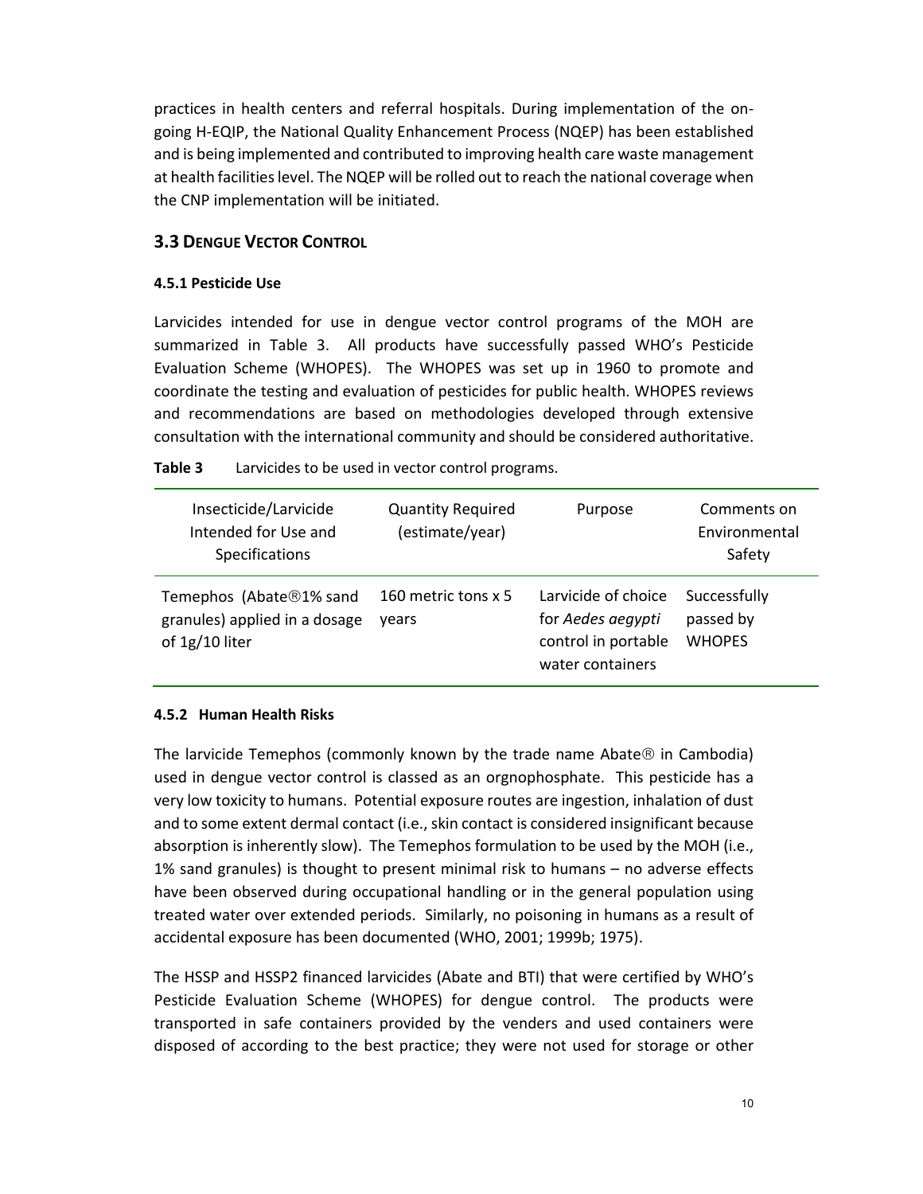practices in health centers and referral hospitals. During implementation of the on-going H-EQIP, the National Quality Enhancement Process (NQEP) has been established and is being implemented and contributed to improving health care waste management at health facilities level. The NQEP will be rolled out to reach the national coverage when the CNP implementation will be initiated.

## 3.3 Dengue Vector Control

#### 4.5.1 Pesticide Use

Larvicides intended for use in dengue vector control programs of the MOH are summarized in Table 3. All products have successfully passed WHO's Pesticide Evaluation Scheme (WHOPES). The WHOPES was set up in 1960 to promote and coordinate the testing and evaluation of pesticides for public health. WHOPES reviews and recommendations are based on methodologies developed through extensive consultation with the international community and should be considered authoritative.

**Table 3** Larvicides to be used in vector control programs.

| Insecticide/Larvicide Intended for Use and Specifications | Quantity Required (estimate/year) | Purpose | Comments on Environmental Safety |
|---|---|---|---|
| Temephos (Abate®1% sand granules) applied in a dosage of 1g/10 liter | 160 metric tons x 5 years | Larvicide of choice for *Aedes aegypti* control in portable water containers | Successfully passed by WHOPES |

#### 4.5.2 Human Health Risks

The larvicide Temephos (commonly known by the trade name Abate® in Cambodia) used in dengue vector control is classed as an orgnophosphate. This pesticide has a very low toxicity to humans. Potential exposure routes are ingestion, inhalation of dust and to some extent dermal contact (i.e., skin contact is considered insignificant because absorption is inherently slow). The Temephos formulation to be used by the MOH (i.e., 1% sand granules) is thought to present minimal risk to humans – no adverse effects have been observed during occupational handling or in the general population using treated water over extended periods. Similarly, no poisoning in humans as a result of accidental exposure has been documented (WHO, 2001; 1999b; 1975).

The HSSP and HSSP2 financed larvicides (Abate and BTI) that were certified by WHO's Pesticide Evaluation Scheme (WHOPES) for dengue control. The products were transported in safe containers provided by the venders and used containers were disposed of according to the best practice; they were not used for storage or other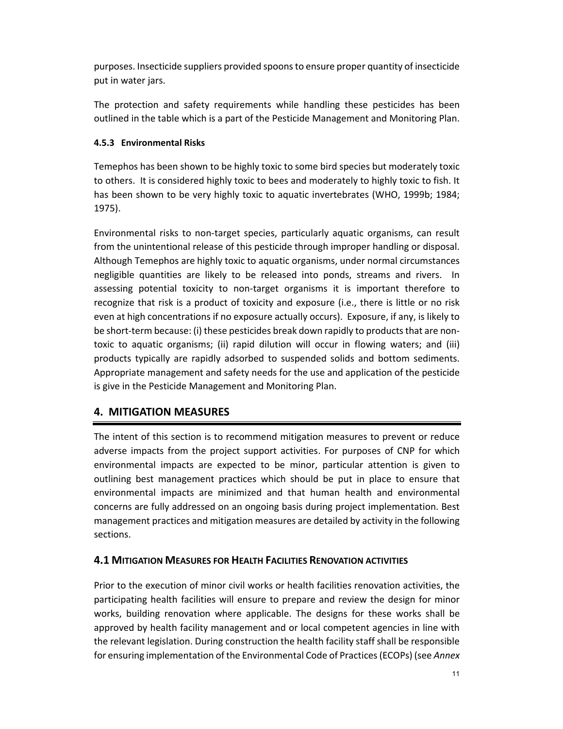purposes. Insecticide suppliers provided spoons to ensure proper quantity of insecticide put in water jars.

The protection and safety requirements while handling these pesticides has been outlined in the table which is a part of the Pesticide Management and Monitoring Plan.

#### 4.5.3 Environmental Risks

Temephos has been shown to be highly toxic to some bird species but moderately toxic to others. It is considered highly toxic to bees and moderately to highly toxic to fish. It has been shown to be very highly toxic to aquatic invertebrates (WHO, 1999b; 1984; 1975).

Environmental risks to non-target species, particularly aquatic organisms, can result from the unintentional release of this pesticide through improper handling or disposal. Although Temephos are highly toxic to aquatic organisms, under normal circumstances negligible quantities are likely to be released into ponds, streams and rivers. In assessing potential toxicity to non-target organisms it is important therefore to recognize that risk is a product of toxicity and exposure (i.e., there is little or no risk even at high concentrations if no exposure actually occurs). Exposure, if any, is likely to be short-term because: (i) these pesticides break down rapidly to products that are non-toxic to aquatic organisms; (ii) rapid dilution will occur in flowing waters; and (iii) products typically are rapidly adsorbed to suspended solids and bottom sediments. Appropriate management and safety needs for the use and application of the pesticide is give in the Pesticide Management and Monitoring Plan.

## 4. MITIGATION MEASURES

The intent of this section is to recommend mitigation measures to prevent or reduce adverse impacts from the project support activities. For purposes of CNP for which environmental impacts are expected to be minor, particular attention is given to outlining best management practices which should be put in place to ensure that environmental impacts are minimized and that human health and environmental concerns are fully addressed on an ongoing basis during project implementation. Best management practices and mitigation measures are detailed by activity in the following sections.

### 4.1 MITIGATION MEASURES FOR HEALTH FACILITIES RENOVATION ACTIVITIES

Prior to the execution of minor civil works or health facilities renovation activities, the participating health facilities will ensure to prepare and review the design for minor works, building renovation where applicable. The designs for these works shall be approved by health facility management and or local competent agencies in line with the relevant legislation. During construction the health facility staff shall be responsible for ensuring implementation of the Environmental Code of Practices (ECOPs) (see *Annex*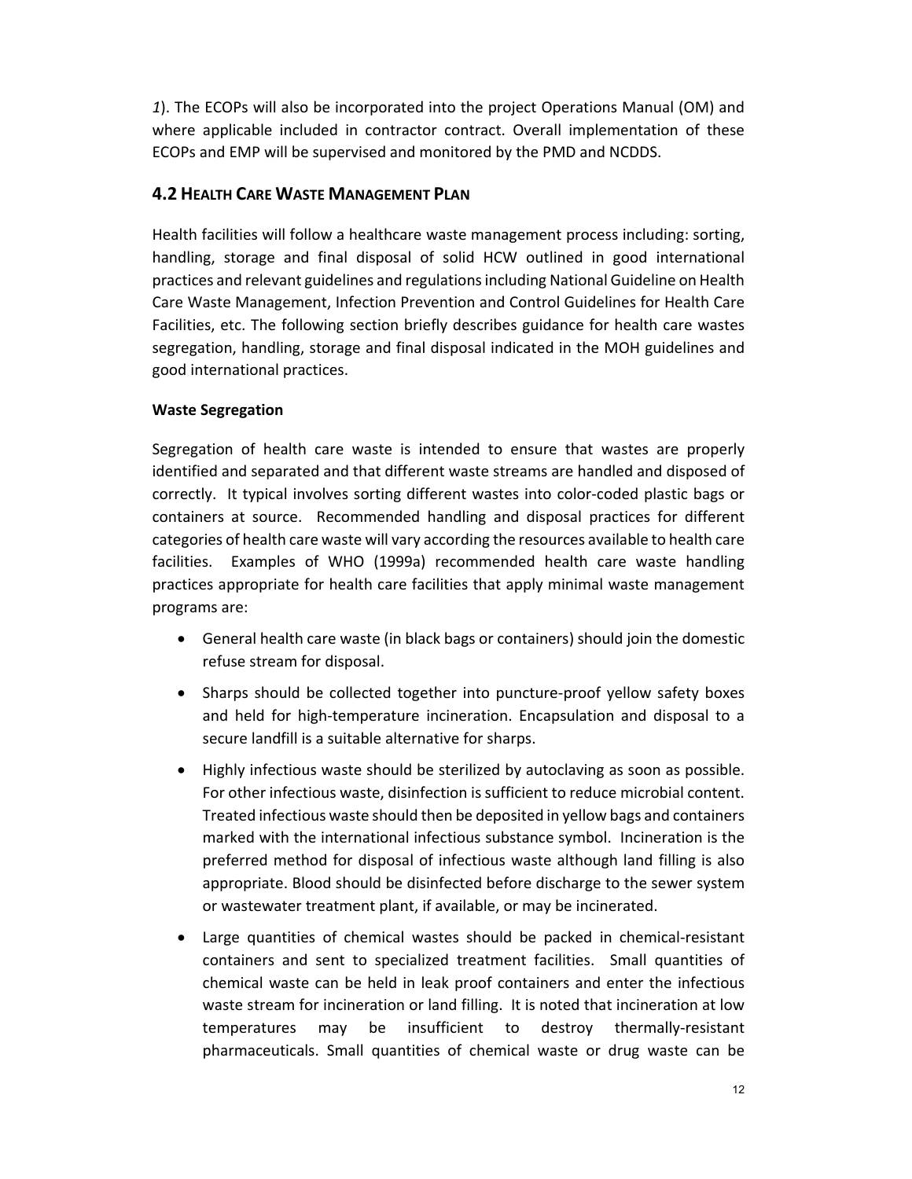*1*). The ECOPs will also be incorporated into the project Operations Manual (OM) and where applicable included in contractor contract. Overall implementation of these ECOPs and EMP will be supervised and monitored by the PMD and NCDDS.

## 4.2 Health Care Waste Management Plan

Health facilities will follow a healthcare waste management process including: sorting, handling, storage and final disposal of solid HCW outlined in good international practices and relevant guidelines and regulations including National Guideline on Health Care Waste Management, Infection Prevention and Control Guidelines for Health Care Facilities, etc. The following section briefly describes guidance for health care wastes segregation, handling, storage and final disposal indicated in the MOH guidelines and good international practices.

**Waste Segregation**

Segregation of health care waste is intended to ensure that wastes are properly identified and separated and that different waste streams are handled and disposed of correctly. It typical involves sorting different wastes into color-coded plastic bags or containers at source. Recommended handling and disposal practices for different categories of health care waste will vary according the resources available to health care facilities. Examples of WHO (1999a) recommended health care waste handling practices appropriate for health care facilities that apply minimal waste management programs are:

- General health care waste (in black bags or containers) should join the domestic refuse stream for disposal.
- Sharps should be collected together into puncture-proof yellow safety boxes and held for high-temperature incineration. Encapsulation and disposal to a secure landfill is a suitable alternative for sharps.
- Highly infectious waste should be sterilized by autoclaving as soon as possible. For other infectious waste, disinfection is sufficient to reduce microbial content. Treated infectious waste should then be deposited in yellow bags and containers marked with the international infectious substance symbol. Incineration is the preferred method for disposal of infectious waste although land filling is also appropriate. Blood should be disinfected before discharge to the sewer system or wastewater treatment plant, if available, or may be incinerated.
- Large quantities of chemical wastes should be packed in chemical-resistant containers and sent to specialized treatment facilities. Small quantities of chemical waste can be held in leak proof containers and enter the infectious waste stream for incineration or land filling. It is noted that incineration at low temperatures may be insufficient to destroy thermally-resistant pharmaceuticals. Small quantities of chemical waste or drug waste can be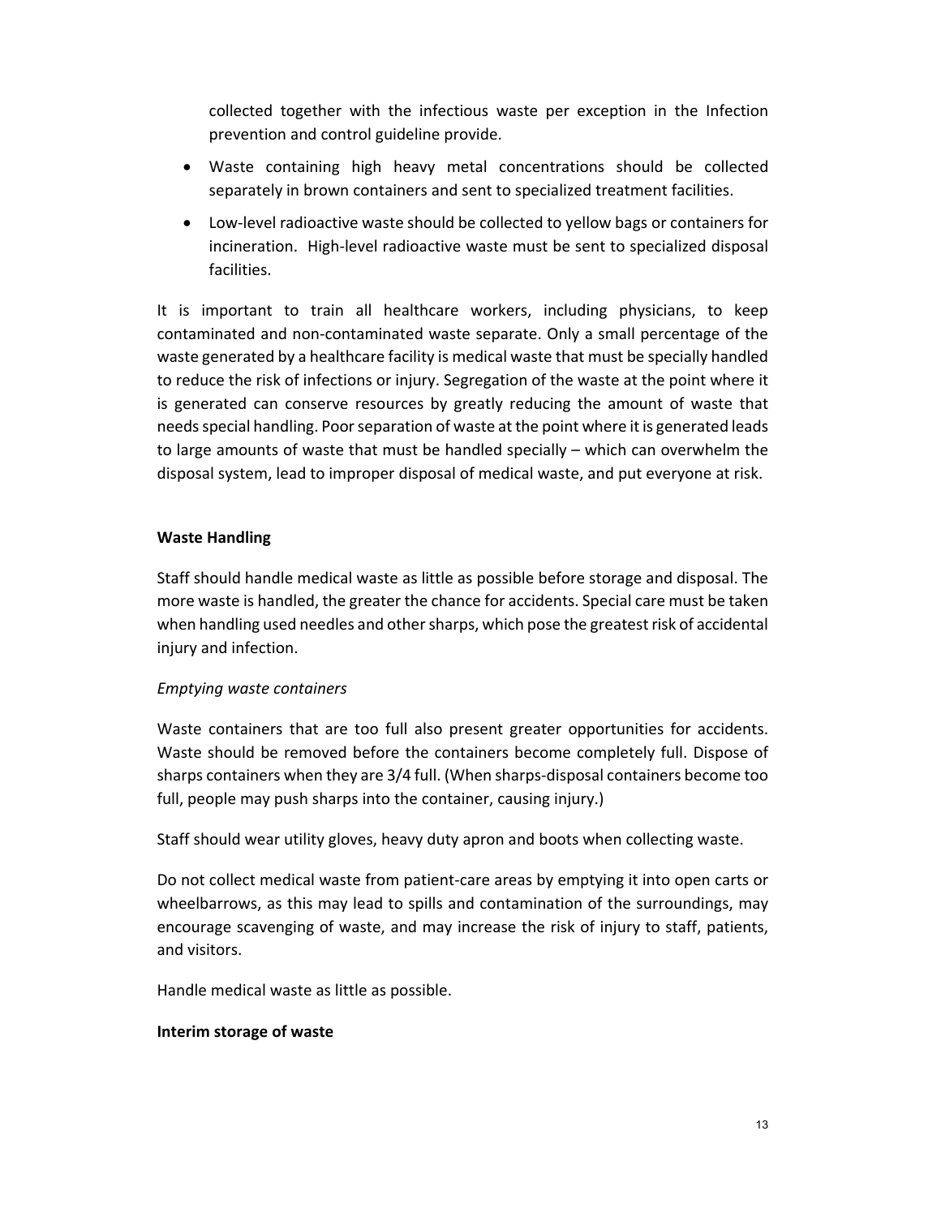collected together with the infectious waste per exception in the Infection prevention and control guideline provide.

- Waste containing high heavy metal concentrations should be collected separately in brown containers and sent to specialized treatment facilities.
- Low-level radioactive waste should be collected to yellow bags or containers for incineration. High-level radioactive waste must be sent to specialized disposal facilities.

It is important to train all healthcare workers, including physicians, to keep contaminated and non-contaminated waste separate. Only a small percentage of the waste generated by a healthcare facility is medical waste that must be specially handled to reduce the risk of infections or injury. Segregation of the waste at the point where it is generated can conserve resources by greatly reducing the amount of waste that needs special handling. Poor separation of waste at the point where it is generated leads to large amounts of waste that must be handled specially – which can overwhelm the disposal system, lead to improper disposal of medical waste, and put everyone at risk.

**Waste Handling**

Staff should handle medical waste as little as possible before storage and disposal. The more waste is handled, the greater the chance for accidents. Special care must be taken when handling used needles and other sharps, which pose the greatest risk of accidental injury and infection.

*Emptying waste containers*

Waste containers that are too full also present greater opportunities for accidents. Waste should be removed before the containers become completely full. Dispose of sharps containers when they are 3/4 full. (When sharps-disposal containers become too full, people may push sharps into the container, causing injury.)

Staff should wear utility gloves, heavy duty apron and boots when collecting waste.

Do not collect medical waste from patient-care areas by emptying it into open carts or wheelbarrows, as this may lead to spills and contamination of the surroundings, may encourage scavenging of waste, and may increase the risk of injury to staff, patients, and visitors.

Handle medical waste as little as possible.

**Interim storage of waste**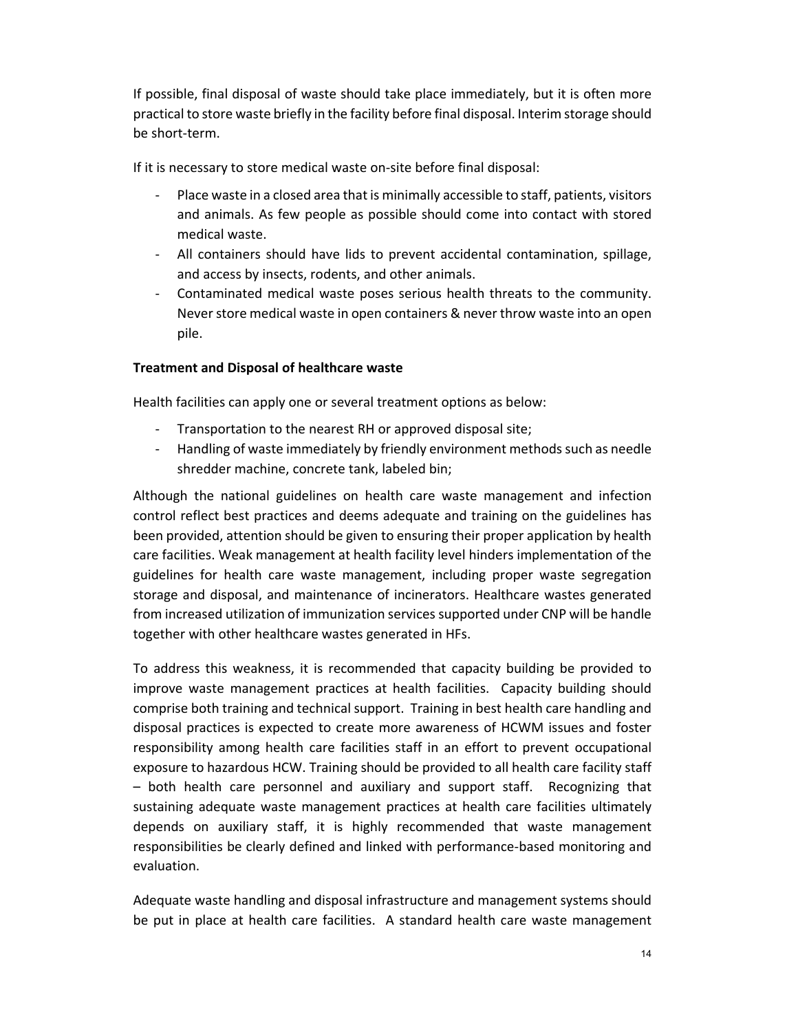If possible, final disposal of waste should take place immediately, but it is often more practical to store waste briefly in the facility before final disposal. Interim storage should be short-term.

If it is necessary to store medical waste on-site before final disposal:

- Place waste in a closed area that is minimally accessible to staff, patients, visitors and animals. As few people as possible should come into contact with stored medical waste.
- All containers should have lids to prevent accidental contamination, spillage, and access by insects, rodents, and other animals.
- Contaminated medical waste poses serious health threats to the community. Never store medical waste in open containers & never throw waste into an open pile.

**Treatment and Disposal of healthcare waste**

Health facilities can apply one or several treatment options as below:

- Transportation to the nearest RH or approved disposal site;
- Handling of waste immediately by friendly environment methods such as needle shredder machine, concrete tank, labeled bin;

Although the national guidelines on health care waste management and infection control reflect best practices and deems adequate and training on the guidelines has been provided, attention should be given to ensuring their proper application by health care facilities. Weak management at health facility level hinders implementation of the guidelines for health care waste management, including proper waste segregation storage and disposal, and maintenance of incinerators. Healthcare wastes generated from increased utilization of immunization services supported under CNP will be handle together with other healthcare wastes generated in HFs.

To address this weakness, it is recommended that capacity building be provided to improve waste management practices at health facilities. Capacity building should comprise both training and technical support. Training in best health care handling and disposal practices is expected to create more awareness of HCWM issues and foster responsibility among health care facilities staff in an effort to prevent occupational exposure to hazardous HCW. Training should be provided to all health care facility staff – both health care personnel and auxiliary and support staff. Recognizing that sustaining adequate waste management practices at health care facilities ultimately depends on auxiliary staff, it is highly recommended that waste management responsibilities be clearly defined and linked with performance-based monitoring and evaluation.

Adequate waste handling and disposal infrastructure and management systems should be put in place at health care facilities. A standard health care waste management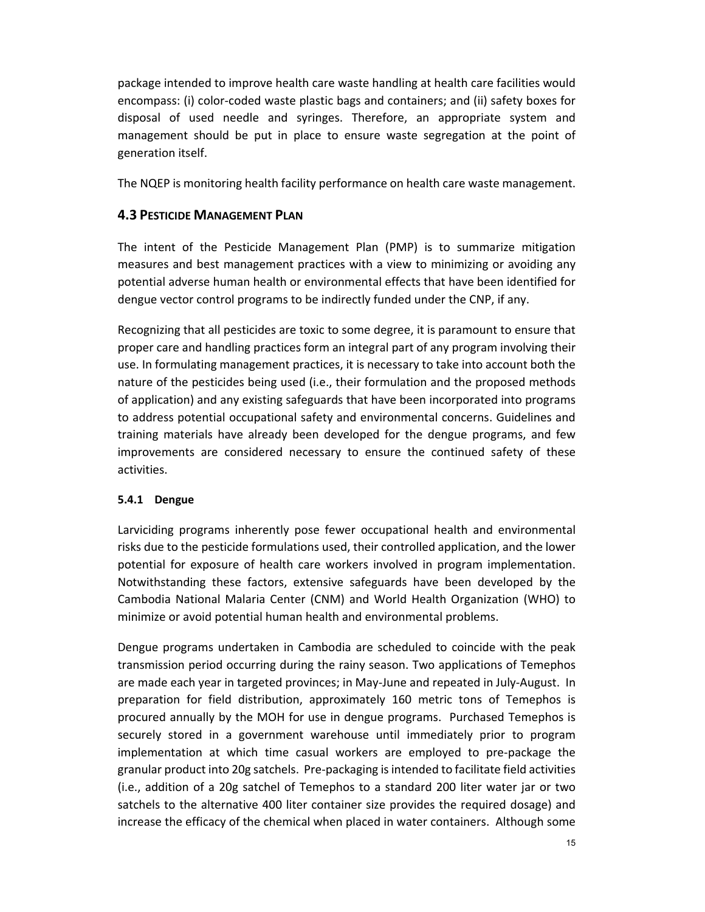package intended to improve health care waste handling at health care facilities would encompass: (i) color-coded waste plastic bags and containers; and (ii) safety boxes for disposal of used needle and syringes. Therefore, an appropriate system and management should be put in place to ensure waste segregation at the point of generation itself.

The NQEP is monitoring health facility performance on health care waste management.

## 4.3 Pesticide Management Plan

The intent of the Pesticide Management Plan (PMP) is to summarize mitigation measures and best management practices with a view to minimizing or avoiding any potential adverse human health or environmental effects that have been identified for dengue vector control programs to be indirectly funded under the CNP, if any.

Recognizing that all pesticides are toxic to some degree, it is paramount to ensure that proper care and handling practices form an integral part of any program involving their use. In formulating management practices, it is necessary to take into account both the nature of the pesticides being used (i.e., their formulation and the proposed methods of application) and any existing safeguards that have been incorporated into programs to address potential occupational safety and environmental concerns. Guidelines and training materials have already been developed for the dengue programs, and few improvements are considered necessary to ensure the continued safety of these activities.

### 5.4.1 Dengue

Larviciding programs inherently pose fewer occupational health and environmental risks due to the pesticide formulations used, their controlled application, and the lower potential for exposure of health care workers involved in program implementation. Notwithstanding these factors, extensive safeguards have been developed by the Cambodia National Malaria Center (CNM) and World Health Organization (WHO) to minimize or avoid potential human health and environmental problems.

Dengue programs undertaken in Cambodia are scheduled to coincide with the peak transmission period occurring during the rainy season. Two applications of Temephos are made each year in targeted provinces; in May-June and repeated in July-August. In preparation for field distribution, approximately 160 metric tons of Temephos is procured annually by the MOH for use in dengue programs. Purchased Temephos is securely stored in a government warehouse until immediately prior to program implementation at which time casual workers are employed to pre-package the granular product into 20g satchels. Pre-packaging is intended to facilitate field activities (i.e., addition of a 20g satchel of Temephos to a standard 200 liter water jar or two satchels to the alternative 400 liter container size provides the required dosage) and increase the efficacy of the chemical when placed in water containers. Although some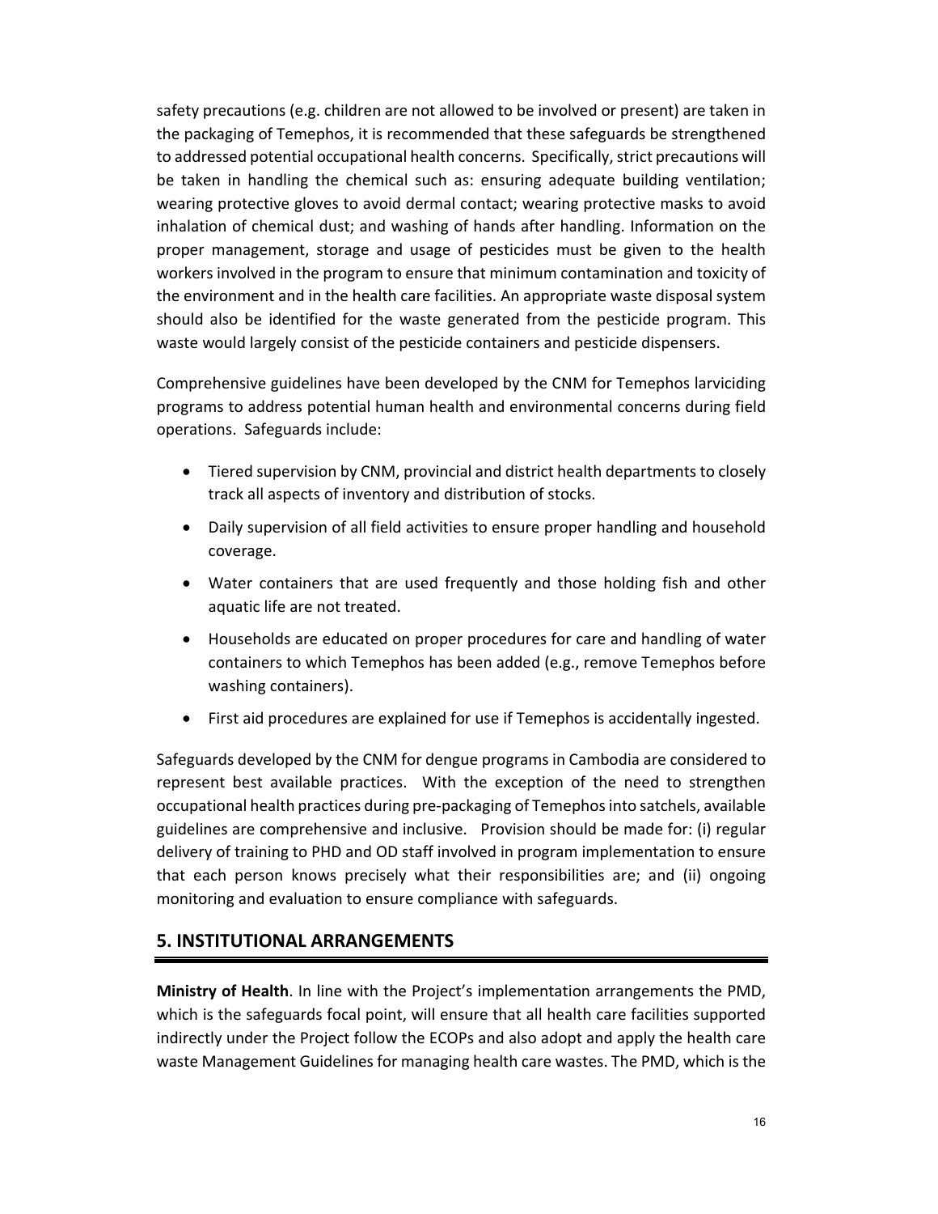safety precautions (e.g. children are not allowed to be involved or present) are taken in the packaging of Temephos, it is recommended that these safeguards be strengthened to addressed potential occupational health concerns. Specifically, strict precautions will be taken in handling the chemical such as: ensuring adequate building ventilation; wearing protective gloves to avoid dermal contact; wearing protective masks to avoid inhalation of chemical dust; and washing of hands after handling. Information on the proper management, storage and usage of pesticides must be given to the health workers involved in the program to ensure that minimum contamination and toxicity of the environment and in the health care facilities. An appropriate waste disposal system should also be identified for the waste generated from the pesticide program. This waste would largely consist of the pesticide containers and pesticide dispensers.

Comprehensive guidelines have been developed by the CNM for Temephos larviciding programs to address potential human health and environmental concerns during field operations. Safeguards include:

- Tiered supervision by CNM, provincial and district health departments to closely track all aspects of inventory and distribution of stocks.
- Daily supervision of all field activities to ensure proper handling and household coverage.
- Water containers that are used frequently and those holding fish and other aquatic life are not treated.
- Households are educated on proper procedures for care and handling of water containers to which Temephos has been added (e.g., remove Temephos before washing containers).
- First aid procedures are explained for use if Temephos is accidentally ingested.

Safeguards developed by the CNM for dengue programs in Cambodia are considered to represent best available practices. With the exception of the need to strengthen occupational health practices during pre-packaging of Temephos into satchels, available guidelines are comprehensive and inclusive. Provision should be made for: (i) regular delivery of training to PHD and OD staff involved in program implementation to ensure that each person knows precisely what their responsibilities are; and (ii) ongoing monitoring and evaluation to ensure compliance with safeguards.

## 5. INSTITUTIONAL ARRANGEMENTS

**Ministry of Health**. In line with the Project's implementation arrangements the PMD, which is the safeguards focal point, will ensure that all health care facilities supported indirectly under the Project follow the ECOPs and also adopt and apply the health care waste Management Guidelines for managing health care wastes. The PMD, which is the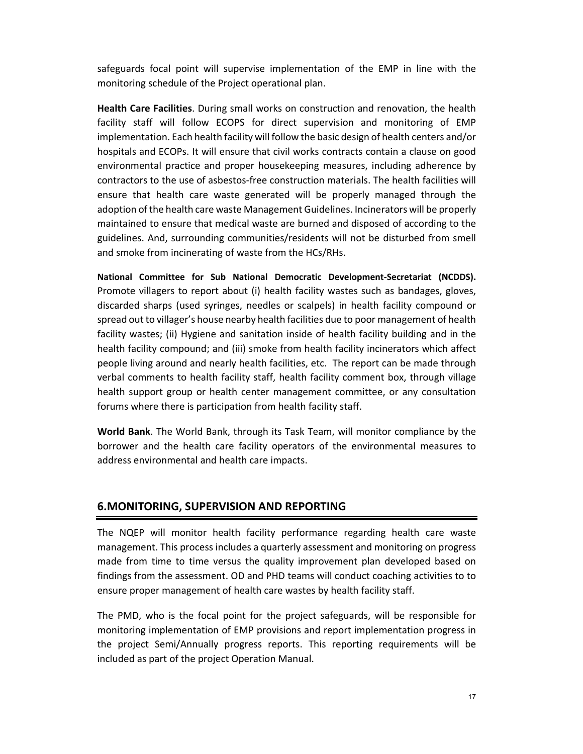safeguards focal point will supervise implementation of the EMP in line with the monitoring schedule of the Project operational plan.

**Health Care Facilities**. During small works on construction and renovation, the health facility staff will follow ECOPS for direct supervision and monitoring of EMP implementation. Each health facility will follow the basic design of health centers and/or hospitals and ECOPs. It will ensure that civil works contracts contain a clause on good environmental practice and proper housekeeping measures, including adherence by contractors to the use of asbestos-free construction materials. The health facilities will ensure that health care waste generated will be properly managed through the adoption of the health care waste Management Guidelines. Incinerators will be properly maintained to ensure that medical waste are burned and disposed of according to the guidelines. And, surrounding communities/residents will not be disturbed from smell and smoke from incinerating of waste from the HCs/RHs.

**National Committee for Sub National Democratic Development-Secretariat (NCDDS).** Promote villagers to report about (i) health facility wastes such as bandages, gloves, discarded sharps (used syringes, needles or scalpels) in health facility compound or spread out to villager's house nearby health facilities due to poor management of health facility wastes; (ii) Hygiene and sanitation inside of health facility building and in the health facility compound; and (iii) smoke from health facility incinerators which affect people living around and nearly health facilities, etc. The report can be made through verbal comments to health facility staff, health facility comment box, through village health support group or health center management committee, or any consultation forums where there is participation from health facility staff.

**World Bank**. The World Bank, through its Task Team, will monitor compliance by the borrower and the health care facility operators of the environmental measures to address environmental and health care impacts.

## 6.MONITORING, SUPERVISION AND REPORTING

The NQEP will monitor health facility performance regarding health care waste management. This process includes a quarterly assessment and monitoring on progress made from time to time versus the quality improvement plan developed based on findings from the assessment. OD and PHD teams will conduct coaching activities to to ensure proper management of health care wastes by health facility staff.

The PMD, who is the focal point for the project safeguards, will be responsible for monitoring implementation of EMP provisions and report implementation progress in the project Semi/Annually progress reports. This reporting requirements will be included as part of the project Operation Manual.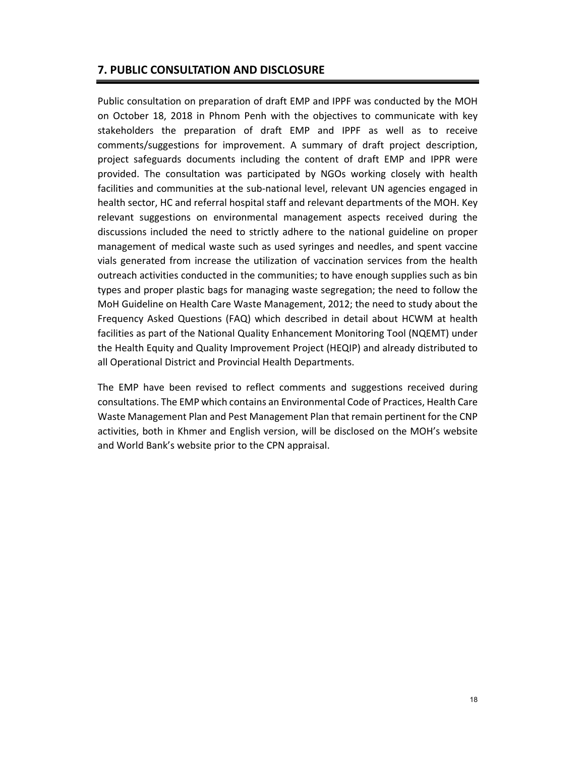## 7. PUBLIC CONSULTATION AND DISCLOSURE

Public consultation on preparation of draft EMP and IPPF was conducted by the MOH on October 18, 2018 in Phnom Penh with the objectives to communicate with key stakeholders the preparation of draft EMP and IPPF as well as to receive comments/suggestions for improvement. A summary of draft project description, project safeguards documents including the content of draft EMP and IPPR were provided. The consultation was participated by NGOs working closely with health facilities and communities at the sub-national level, relevant UN agencies engaged in health sector, HC and referral hospital staff and relevant departments of the MOH. Key relevant suggestions on environmental management aspects received during the discussions included the need to strictly adhere to the national guideline on proper management of medical waste such as used syringes and needles, and spent vaccine vials generated from increase the utilization of vaccination services from the health outreach activities conducted in the communities; to have enough supplies such as bin types and proper plastic bags for managing waste segregation; the need to follow the MoH Guideline on Health Care Waste Management, 2012; the need to study about the Frequency Asked Questions (FAQ) which described in detail about HCWM at health facilities as part of the National Quality Enhancement Monitoring Tool (NQEMT) under the Health Equity and Quality Improvement Project (HEQIP) and already distributed to all Operational District and Provincial Health Departments.

The EMP have been revised to reflect comments and suggestions received during consultations. The EMP which contains an Environmental Code of Practices, Health Care Waste Management Plan and Pest Management Plan that remain pertinent for the CNP activities, both in Khmer and English version, will be disclosed on the MOH's website and World Bank's website prior to the CPN appraisal.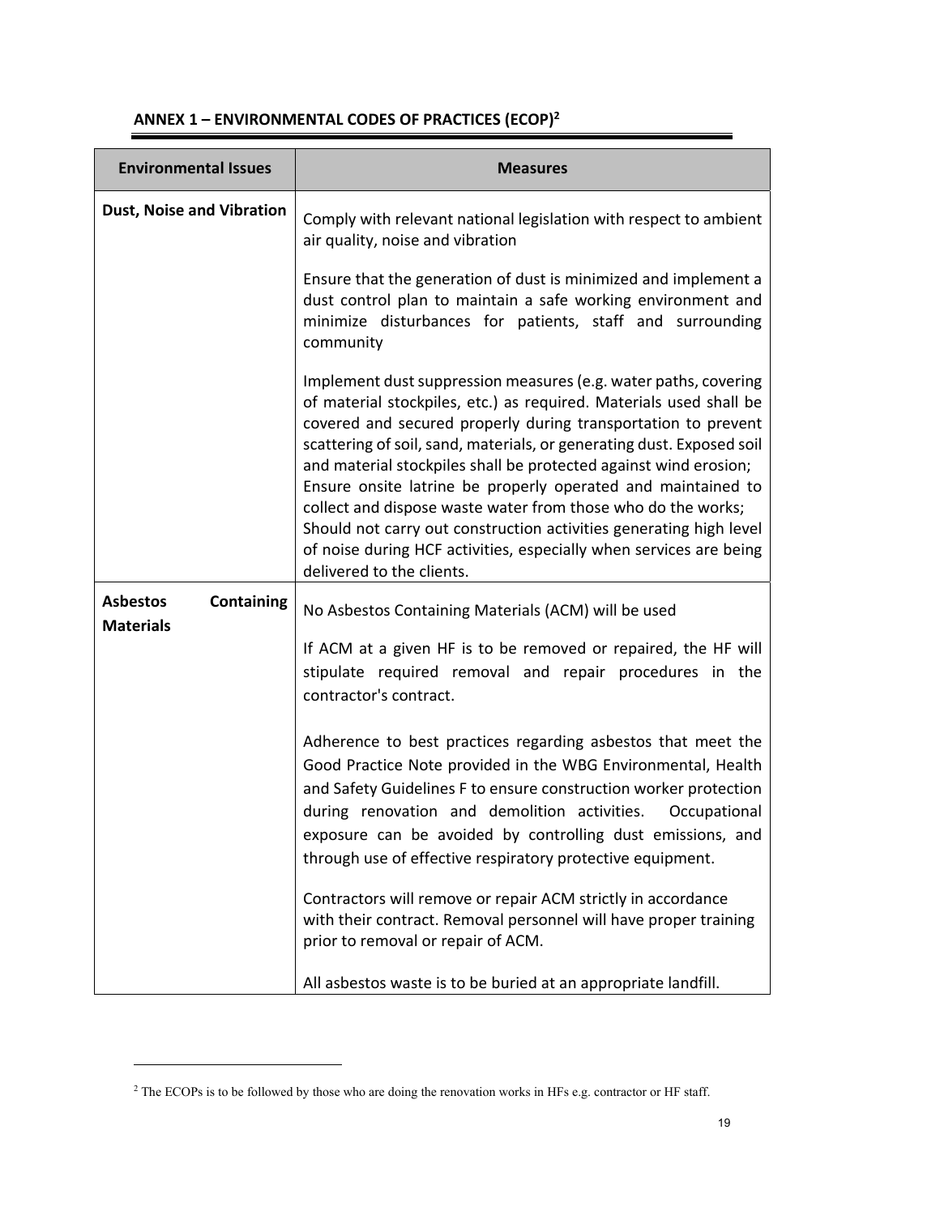## ANNEX 1 – ENVIRONMENTAL CODES OF PRACTICES (ECOP)[2]

| Environmental Issues | Measures |
|---|---|
| **Dust, Noise and Vibration** | Comply with relevant national legislation with respect to ambient air quality, noise and vibration<br><br>Ensure that the generation of dust is minimized and implement a dust control plan to maintain a safe working environment and minimize disturbances for patients, staff and surrounding community<br><br>Implement dust suppression measures (e.g. water paths, covering of material stockpiles, etc.) as required. Materials used shall be covered and secured properly during transportation to prevent scattering of soil, sand, materials, or generating dust. Exposed soil and material stockpiles shall be protected against wind erosion; Ensure onsite latrine be properly operated and maintained to collect and dispose waste water from those who do the works; Should not carry out construction activities generating high level of noise during HCF activities, especially when services are being delivered to the clients. |
| **Asbestos Containing Materials** | No Asbestos Containing Materials (ACM) will be used<br><br>If ACM at a given HF is to be removed or repaired, the HF will stipulate required removal and repair procedures in the contractor's contract.<br><br>Adherence to best practices regarding asbestos that meet the Good Practice Note provided in the WBG Environmental, Health and Safety Guidelines F to ensure construction worker protection during renovation and demolition activities. Occupational exposure can be avoided by controlling dust emissions, and through use of effective respiratory protective equipment.<br><br>Contractors will remove or repair ACM strictly in accordance with their contract. Removal personnel will have proper training prior to removal or repair of ACM.<br><br>All asbestos waste is to be buried at an appropriate landfill. |

[2] The ECOPs is to be followed by those who are doing the renovation works in HFs e.g. contractor or HF staff.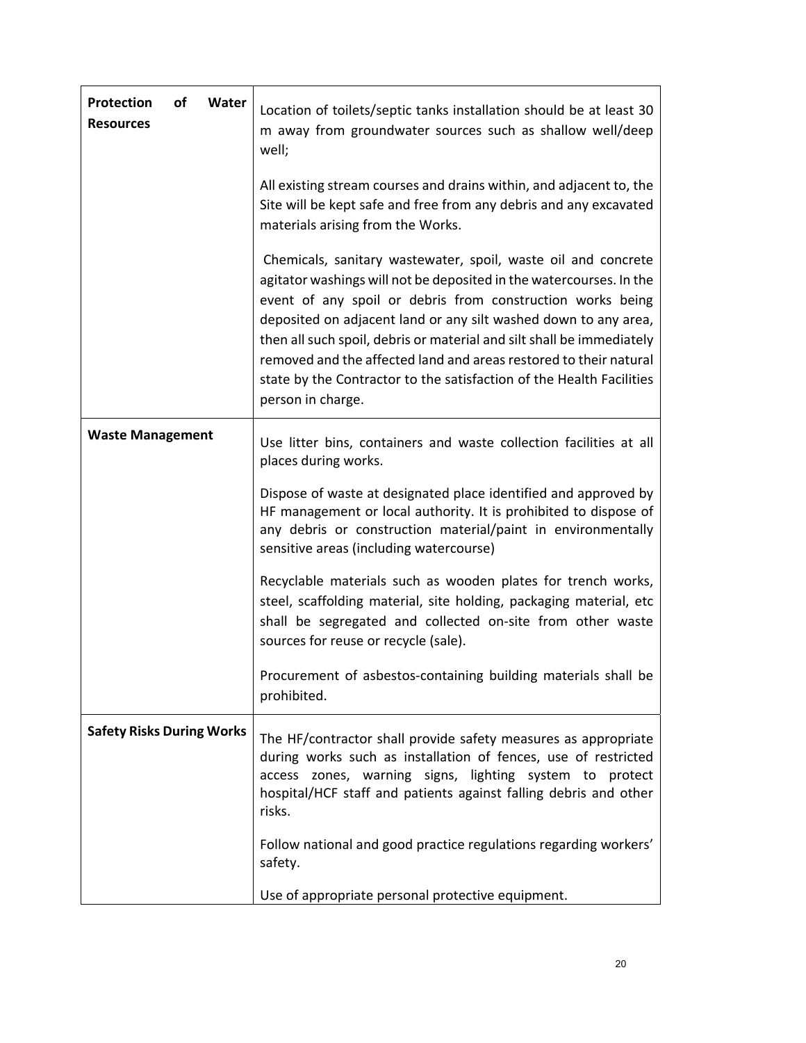| | |
|---|---|
| **Protection of Water Resources** | Location of toilets/septic tanks installation should be at least 30 m away from groundwater sources such as shallow well/deep well;<br><br>All existing stream courses and drains within, and adjacent to, the Site will be kept safe and free from any debris and any excavated materials arising from the Works.<br><br>Chemicals, sanitary wastewater, spoil, waste oil and concrete agitator washings will not be deposited in the watercourses. In the event of any spoil or debris from construction works being deposited on adjacent land or any silt washed down to any area, then all such spoil, debris or material and silt shall be immediately removed and the affected land and areas restored to their natural state by the Contractor to the satisfaction of the Health Facilities person in charge. |
| **Waste Management** | Use litter bins, containers and waste collection facilities at all places during works.<br><br>Dispose of waste at designated place identified and approved by HF management or local authority. It is prohibited to dispose of any debris or construction material/paint in environmentally sensitive areas (including watercourse)<br><br>Recyclable materials such as wooden plates for trench works, steel, scaffolding material, site holding, packaging material, etc shall be segregated and collected on-site from other waste sources for reuse or recycle (sale).<br><br>Procurement of asbestos-containing building materials shall be prohibited. |
| **Safety Risks During Works** | The HF/contractor shall provide safety measures as appropriate during works such as installation of fences, use of restricted access zones, warning signs, lighting system to protect hospital/HCF staff and patients against falling debris and other risks.<br><br>Follow national and good practice regulations regarding workers' safety.<br><br>Use of appropriate personal protective equipment. |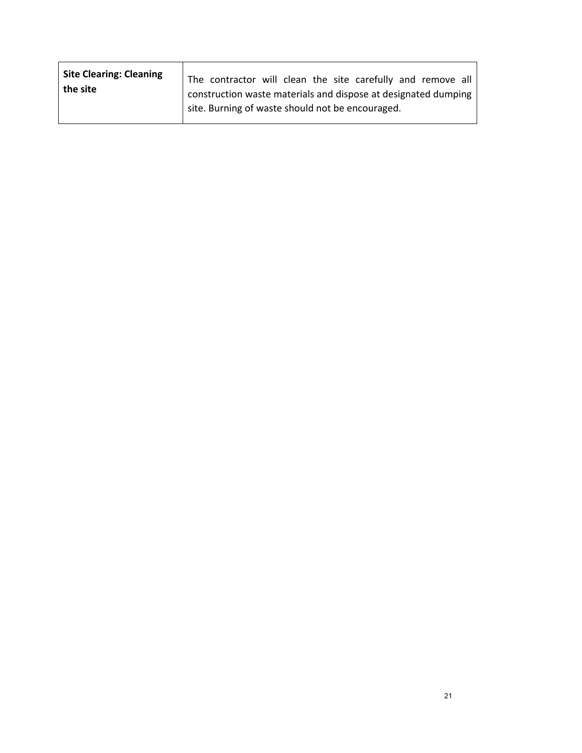| | |
|---|---|
| **Site Clearing: Cleaning the site** | The contractor will clean the site carefully and remove all construction waste materials and dispose at designated dumping site. Burning of waste should not be encouraged. |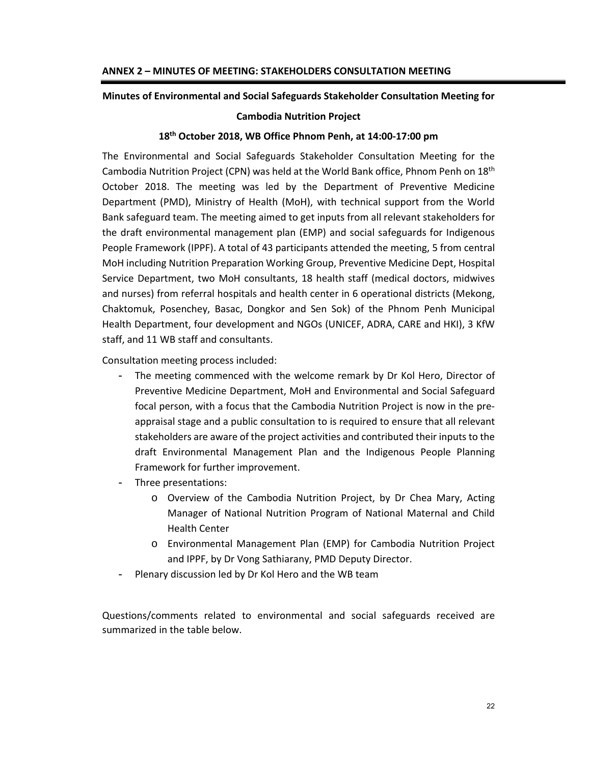## ANNEX 2 – MINUTES OF MEETING: STAKEHOLDERS CONSULTATION MEETING

**Minutes of Environmental and Social Safeguards Stakeholder Consultation Meeting for**

**Cambodia Nutrition Project**

**18th October 2018, WB Office Phnom Penh, at 14:00-17:00 pm**

The Environmental and Social Safeguards Stakeholder Consultation Meeting for the Cambodia Nutrition Project (CPN) was held at the World Bank office, Phnom Penh on 18th October 2018. The meeting was led by the Department of Preventive Medicine Department (PMD), Ministry of Health (MoH), with technical support from the World Bank safeguard team. The meeting aimed to get inputs from all relevant stakeholders for the draft environmental management plan (EMP) and social safeguards for Indigenous People Framework (IPPF). A total of 43 participants attended the meeting, 5 from central MoH including Nutrition Preparation Working Group, Preventive Medicine Dept, Hospital Service Department, two MoH consultants, 18 health staff (medical doctors, midwives and nurses) from referral hospitals and health center in 6 operational districts (Mekong, Chaktomuk, Posenchey, Basac, Dongkor and Sen Sok) of the Phnom Penh Municipal Health Department, four development and NGOs (UNICEF, ADRA, CARE and HKI), 3 KfW staff, and 11 WB staff and consultants.

Consultation meeting process included:

- The meeting commenced with the welcome remark by Dr Kol Hero, Director of Preventive Medicine Department, MoH and Environmental and Social Safeguard focal person, with a focus that the Cambodia Nutrition Project is now in the pre-appraisal stage and a public consultation to is required to ensure that all relevant stakeholders are aware of the project activities and contributed their inputs to the draft Environmental Management Plan and the Indigenous People Planning Framework for further improvement.
- Three presentations:
  - Overview of the Cambodia Nutrition Project, by Dr Chea Mary, Acting Manager of National Nutrition Program of National Maternal and Child Health Center
  - Environmental Management Plan (EMP) for Cambodia Nutrition Project and IPPF, by Dr Vong Sathiarany, PMD Deputy Director.
- Plenary discussion led by Dr Kol Hero and the WB team

Questions/comments related to environmental and social safeguards received are summarized in the table below.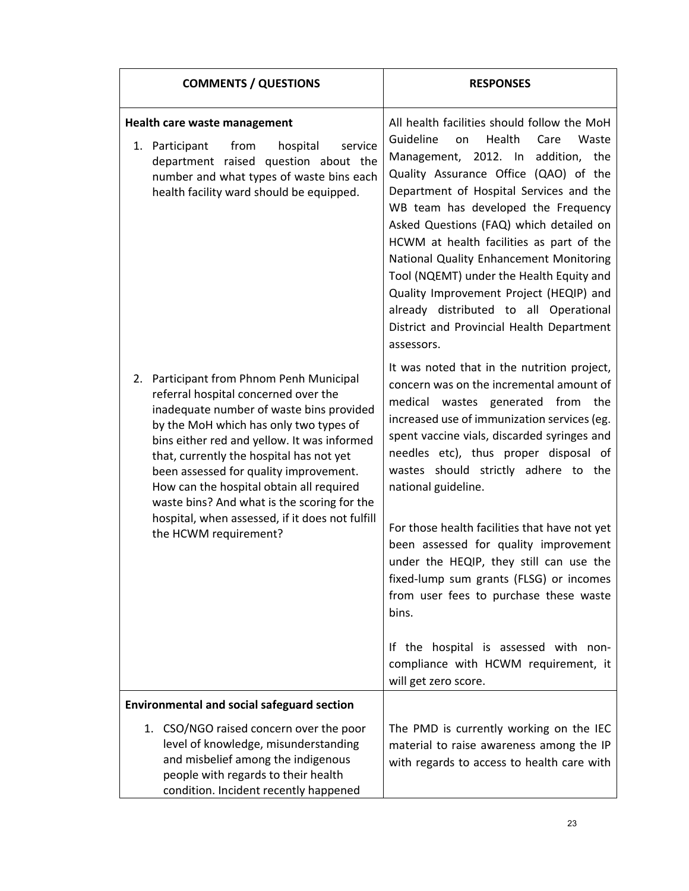| COMMENTS / QUESTIONS | RESPONSES |
|---|---|
| **Health care waste management**<br><br>1. Participant from hospital service department raised question about the number and what types of waste bins each health facility ward should be equipped. | All health facilities should follow the MoH Guideline on Health Care Waste Management, 2012. In addition, the Quality Assurance Office (QAO) of the Department of Hospital Services and the WB team has developed the Frequency Asked Questions (FAQ) which detailed on HCWM at health facilities as part of the National Quality Enhancement Monitoring Tool (NQEMT) under the Health Equity and Quality Improvement Project (HEQIP) and already distributed to all Operational District and Provincial Health Department assessors. |
| 2. Participant from Phnom Penh Municipal referral hospital concerned over the inadequate number of waste bins provided by the MoH which has only two types of bins either red and yellow. It was informed that, currently the hospital has not yet been assessed for quality improvement. How can the hospital obtain all required waste bins? And what is the scoring for the hospital, when assessed, if it does not fulfill the HCWM requirement? | It was noted that in the nutrition project, concern was on the incremental amount of medical wastes generated from the increased use of immunization services (eg. spent vaccine vials, discarded syringes and needles etc), thus proper disposal of wastes should strictly adhere to the national guideline.<br><br>For those health facilities that have not yet been assessed for quality improvement under the HEQIP, they still can use the fixed-lump sum grants (FLSG) or incomes from user fees to purchase these waste bins.<br><br>If the hospital is assessed with non-compliance with HCWM requirement, it will get zero score. |
| **Environmental and social safeguard section** | |
| 1. CSO/NGO raised concern over the poor level of knowledge, misunderstanding and misbelief among the indigenous people with regards to their health condition. Incident recently happened | The PMD is currently working on the IEC material to raise awareness among the IP with regards to access to health care with |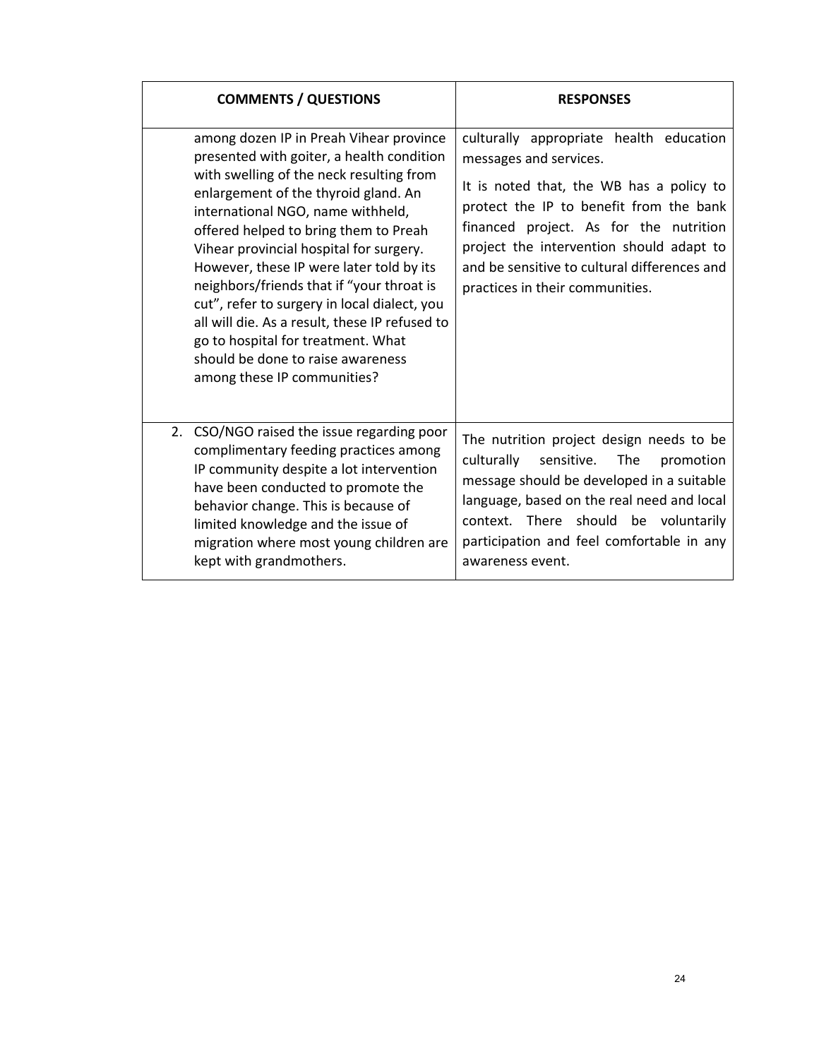| COMMENTS / QUESTIONS | RESPONSES |
|---|---|
| among dozen IP in Preah Vihear province presented with goiter, a health condition with swelling of the neck resulting from enlargement of the thyroid gland. An international NGO, name withheld, offered helped to bring them to Preah Vihear provincial hospital for surgery. However, these IP were later told by its neighbors/friends that if "your throat is cut", refer to surgery in local dialect, you all will die. As a result, these IP refused to go to hospital for treatment. What should be done to raise awareness among these IP communities? | culturally appropriate health education messages and services.<br><br>It is noted that, the WB has a policy to protect the IP to benefit from the bank financed project. As for the nutrition project the intervention should adapt to and be sensitive to cultural differences and practices in their communities. |
| 2. CSO/NGO raised the issue regarding poor complimentary feeding practices among IP community despite a lot intervention have been conducted to promote the behavior change. This is because of limited knowledge and the issue of migration where most young children are kept with grandmothers. | The nutrition project design needs to be culturally sensitive. The promotion message should be developed in a suitable language, based on the real need and local context. There should be voluntarily participation and feel comfortable in any awareness event. |